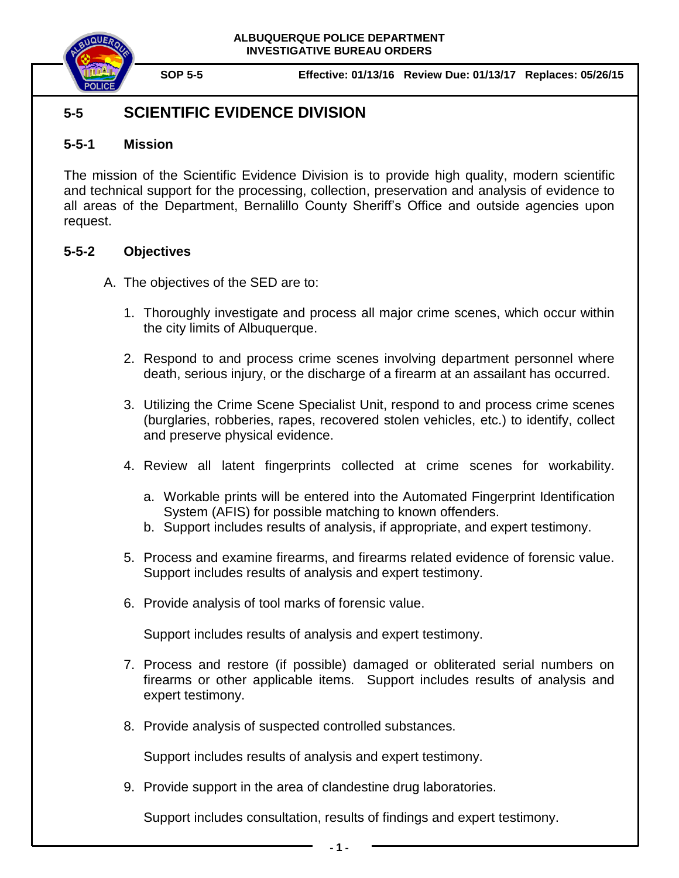**ALBUQUERQUE POLICE DEPARTMENT**
**INVESTIGATIVE BUREAU ORDERS**

**SOP 5-5** **Effective: 01/13/16 Review Due: 01/13/17 Replaces: 05/26/15**

# 5-5 SCIENTIFIC EVIDENCE DIVISION

## 5-5-1 Mission

The mission of the Scientific Evidence Division is to provide high quality, modern scientific and technical support for the processing, collection, preservation and analysis of evidence to all areas of the Department, Bernalillo County Sheriff's Office and outside agencies upon request.

## 5-5-2 Objectives

A. The objectives of the SED are to:

1. Thoroughly investigate and process all major crime scenes, which occur within the city limits of Albuquerque.

2. Respond to and process crime scenes involving department personnel where death, serious injury, or the discharge of a firearm at an assailant has occurred.

3. Utilizing the Crime Scene Specialist Unit, respond to and process crime scenes (burglaries, robberies, rapes, recovered stolen vehicles, etc.) to identify, collect and preserve physical evidence.

4. Review all latent fingerprints collected at crime scenes for workability.

   a. Workable prints will be entered into the Automated Fingerprint Identification System (AFIS) for possible matching to known offenders.
   b. Support includes results of analysis, if appropriate, and expert testimony.

5. Process and examine firearms, and firearms related evidence of forensic value. Support includes results of analysis and expert testimony.

6. Provide analysis of tool marks of forensic value.

   Support includes results of analysis and expert testimony.

7. Process and restore (if possible) damaged or obliterated serial numbers on firearms or other applicable items. Support includes results of analysis and expert testimony.

8. Provide analysis of suspected controlled substances.

   Support includes results of analysis and expert testimony.

9. Provide support in the area of clandestine drug laboratories.

   Support includes consultation, results of findings and expert testimony.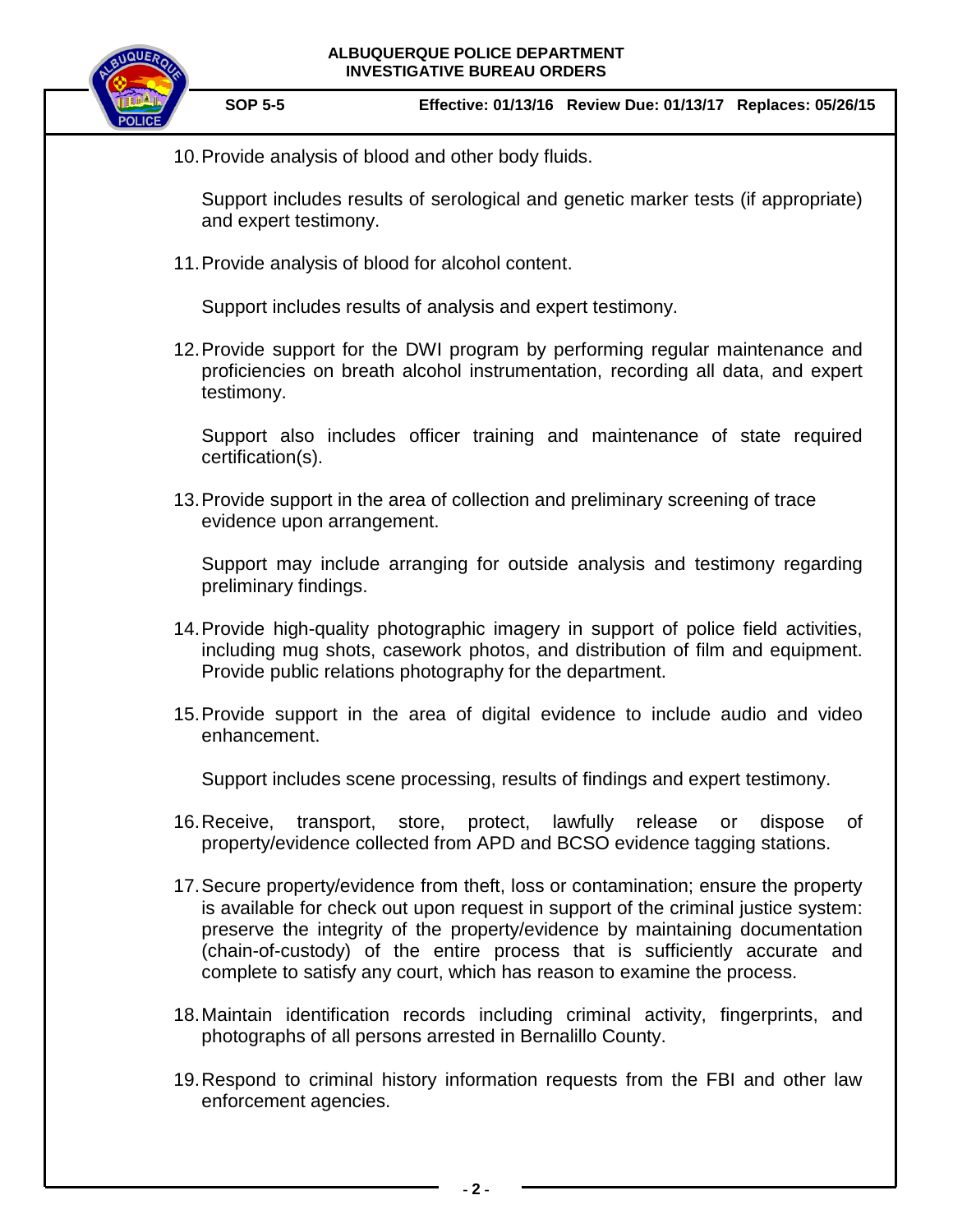10. Provide analysis of blood and other body fluids.

    Support includes results of serological and genetic marker tests (if appropriate) and expert testimony.

11. Provide analysis of blood for alcohol content.

    Support includes results of analysis and expert testimony.

12. Provide support for the DWI program by performing regular maintenance and proficiencies on breath alcohol instrumentation, recording all data, and expert testimony.

    Support also includes officer training and maintenance of state required certification(s).

13. Provide support in the area of collection and preliminary screening of trace evidence upon arrangement.

    Support may include arranging for outside analysis and testimony regarding preliminary findings.

14. Provide high-quality photographic imagery in support of police field activities, including mug shots, casework photos, and distribution of film and equipment. Provide public relations photography for the department.

15. Provide support in the area of digital evidence to include audio and video enhancement.

    Support includes scene processing, results of findings and expert testimony.

16. Receive, transport, store, protect, lawfully release or dispose of property/evidence collected from APD and BCSO evidence tagging stations.

17. Secure property/evidence from theft, loss or contamination; ensure the property is available for check out upon request in support of the criminal justice system: preserve the integrity of the property/evidence by maintaining documentation (chain-of-custody) of the entire process that is sufficiently accurate and complete to satisfy any court, which has reason to examine the process.

18. Maintain identification records including criminal activity, fingerprints, and photographs of all persons arrested in Bernalillo County.

19. Respond to criminal history information requests from the FBI and other law enforcement agencies.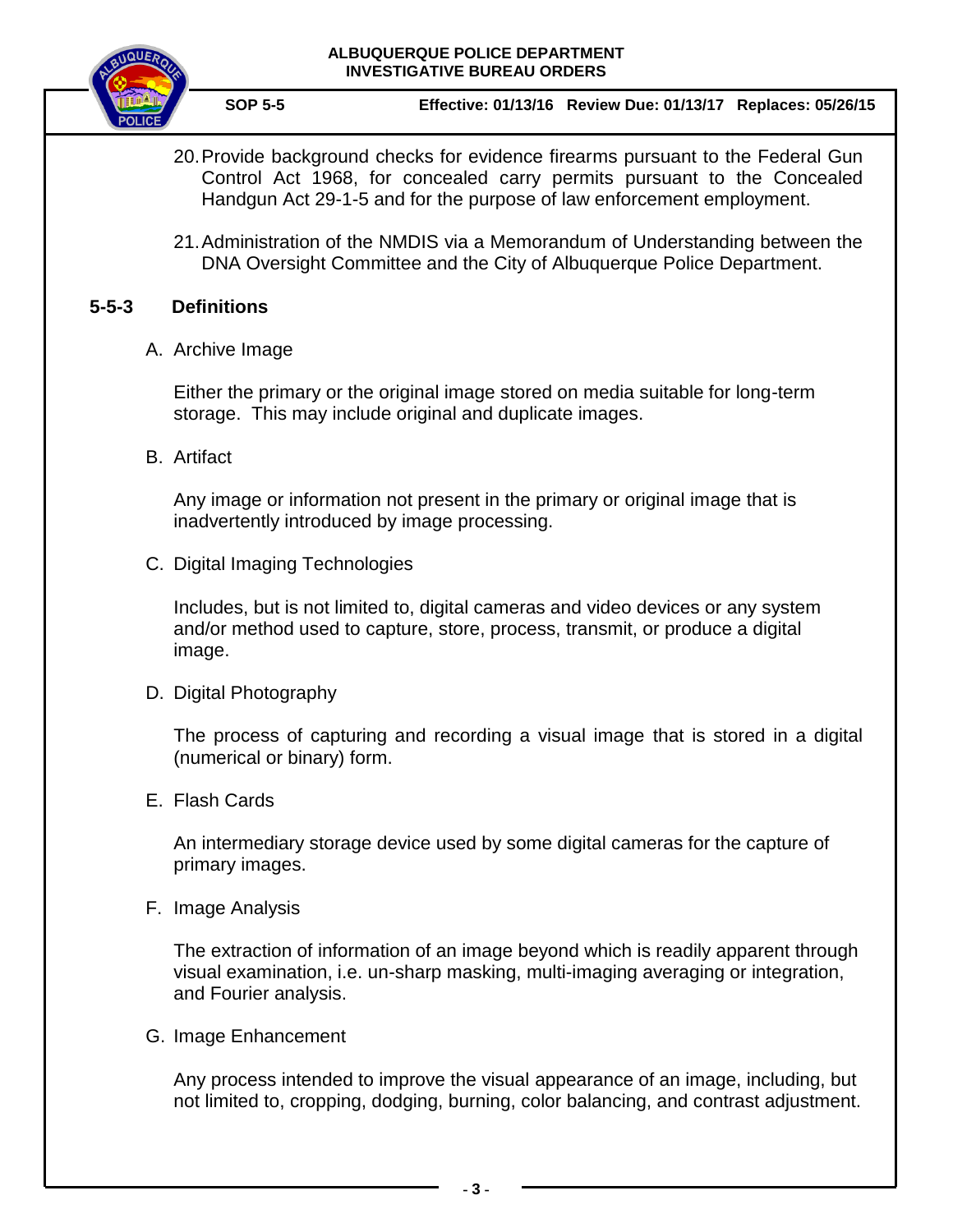20. Provide background checks for evidence firearms pursuant to the Federal Gun Control Act 1968, for concealed carry permits pursuant to the Concealed Handgun Act 29-1-5 and for the purpose of law enforcement employment.

21. Administration of the NMDIS via a Memorandum of Understanding between the DNA Oversight Committee and the City of Albuquerque Police Department.

## 5-5-3 Definitions

A. Archive Image

   Either the primary or the original image stored on media suitable for long-term storage. This may include original and duplicate images.

B. Artifact

   Any image or information not present in the primary or original image that is inadvertently introduced by image processing.

C. Digital Imaging Technologies

   Includes, but is not limited to, digital cameras and video devices or any system and/or method used to capture, store, process, transmit, or produce a digital image.

D. Digital Photography

   The process of capturing and recording a visual image that is stored in a digital (numerical or binary) form.

E. Flash Cards

   An intermediary storage device used by some digital cameras for the capture of primary images.

F. Image Analysis

   The extraction of information of an image beyond which is readily apparent through visual examination, i.e. un-sharp masking, multi-imaging averaging or integration, and Fourier analysis.

G. Image Enhancement

   Any process intended to improve the visual appearance of an image, including, but not limited to, cropping, dodging, burning, color balancing, and contrast adjustment.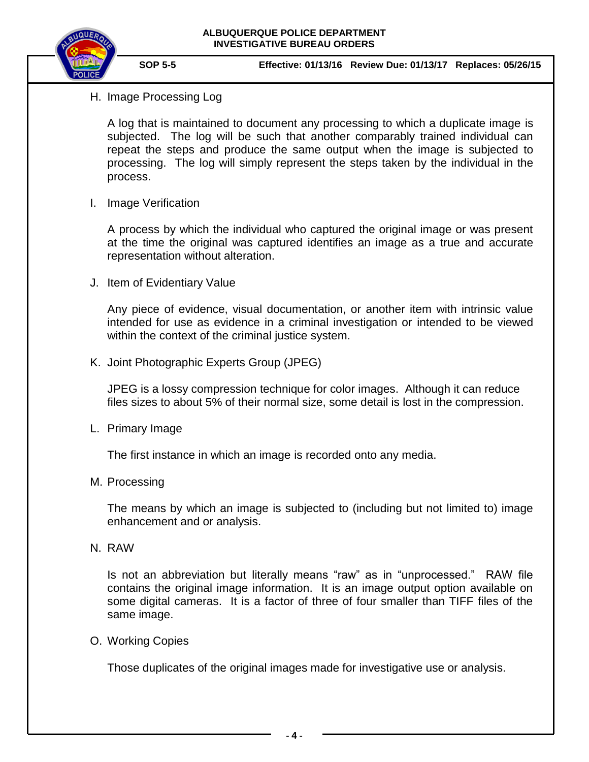H. Image Processing Log

A log that is maintained to document any processing to which a duplicate image is subjected. The log will be such that another comparably trained individual can repeat the steps and produce the same output when the image is subjected to processing. The log will simply represent the steps taken by the individual in the process.

I. Image Verification

A process by which the individual who captured the original image or was present at the time the original was captured identifies an image as a true and accurate representation without alteration.

J. Item of Evidentiary Value

Any piece of evidence, visual documentation, or another item with intrinsic value intended for use as evidence in a criminal investigation or intended to be viewed within the context of the criminal justice system.

K. Joint Photographic Experts Group (JPEG)

JPEG is a lossy compression technique for color images. Although it can reduce files sizes to about 5% of their normal size, some detail is lost in the compression.

L. Primary Image

The first instance in which an image is recorded onto any media.

M. Processing

The means by which an image is subjected to (including but not limited to) image enhancement and or analysis.

N. RAW

Is not an abbreviation but literally means "raw" as in "unprocessed." RAW file contains the original image information. It is an image output option available on some digital cameras. It is a factor of three of four smaller than TIFF files of the same image.

O. Working Copies

Those duplicates of the original images made for investigative use or analysis.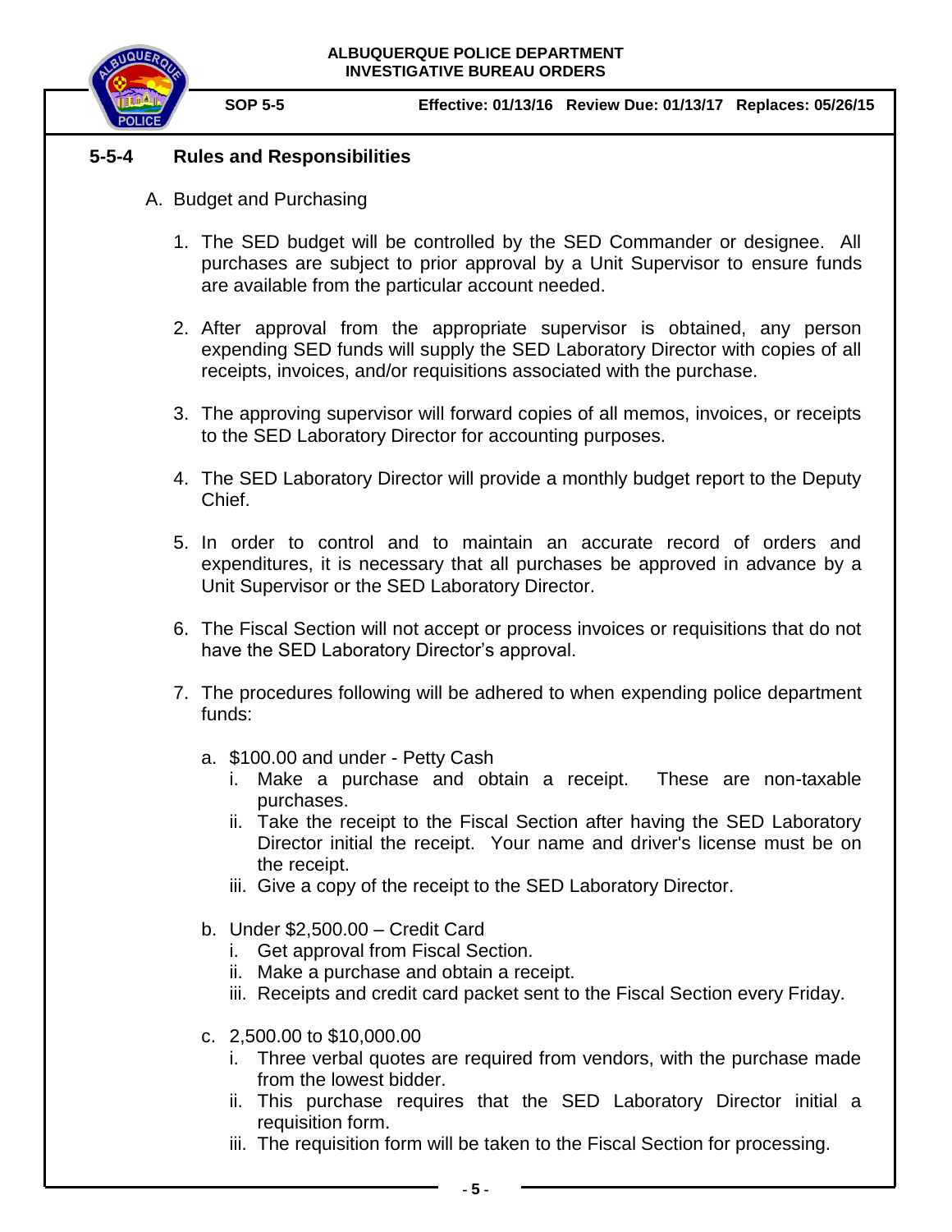## 5-5-4 Rules and Responsibilities

A. Budget and Purchasing

1. The SED budget will be controlled by the SED Commander or designee. All purchases are subject to prior approval by a Unit Supervisor to ensure funds are available from the particular account needed.

2. After approval from the appropriate supervisor is obtained, any person expending SED funds will supply the SED Laboratory Director with copies of all receipts, invoices, and/or requisitions associated with the purchase.

3. The approving supervisor will forward copies of all memos, invoices, or receipts to the SED Laboratory Director for accounting purposes.

4. The SED Laboratory Director will provide a monthly budget report to the Deputy Chief.

5. In order to control and to maintain an accurate record of orders and expenditures, it is necessary that all purchases be approved in advance by a Unit Supervisor or the SED Laboratory Director.

6. The Fiscal Section will not accept or process invoices or requisitions that do not have the SED Laboratory Director's approval.

7. The procedures following will be adhered to when expending police department funds:

   a. $100.00 and under - Petty Cash
      i. Make a purchase and obtain a receipt. These are non-taxable purchases.
      ii. Take the receipt to the Fiscal Section after having the SED Laboratory Director initial the receipt. Your name and driver's license must be on the receipt.
      iii. Give a copy of the receipt to the SED Laboratory Director.

   b. Under $2,500.00 – Credit Card
      i. Get approval from Fiscal Section.
      ii. Make a purchase and obtain a receipt.
      iii. Receipts and credit card packet sent to the Fiscal Section every Friday.

   c. 2,500.00 to $10,000.00
      i. Three verbal quotes are required from vendors, with the purchase made from the lowest bidder.
      ii. This purchase requires that the SED Laboratory Director initial a requisition form.
      iii. The requisition form will be taken to the Fiscal Section for processing.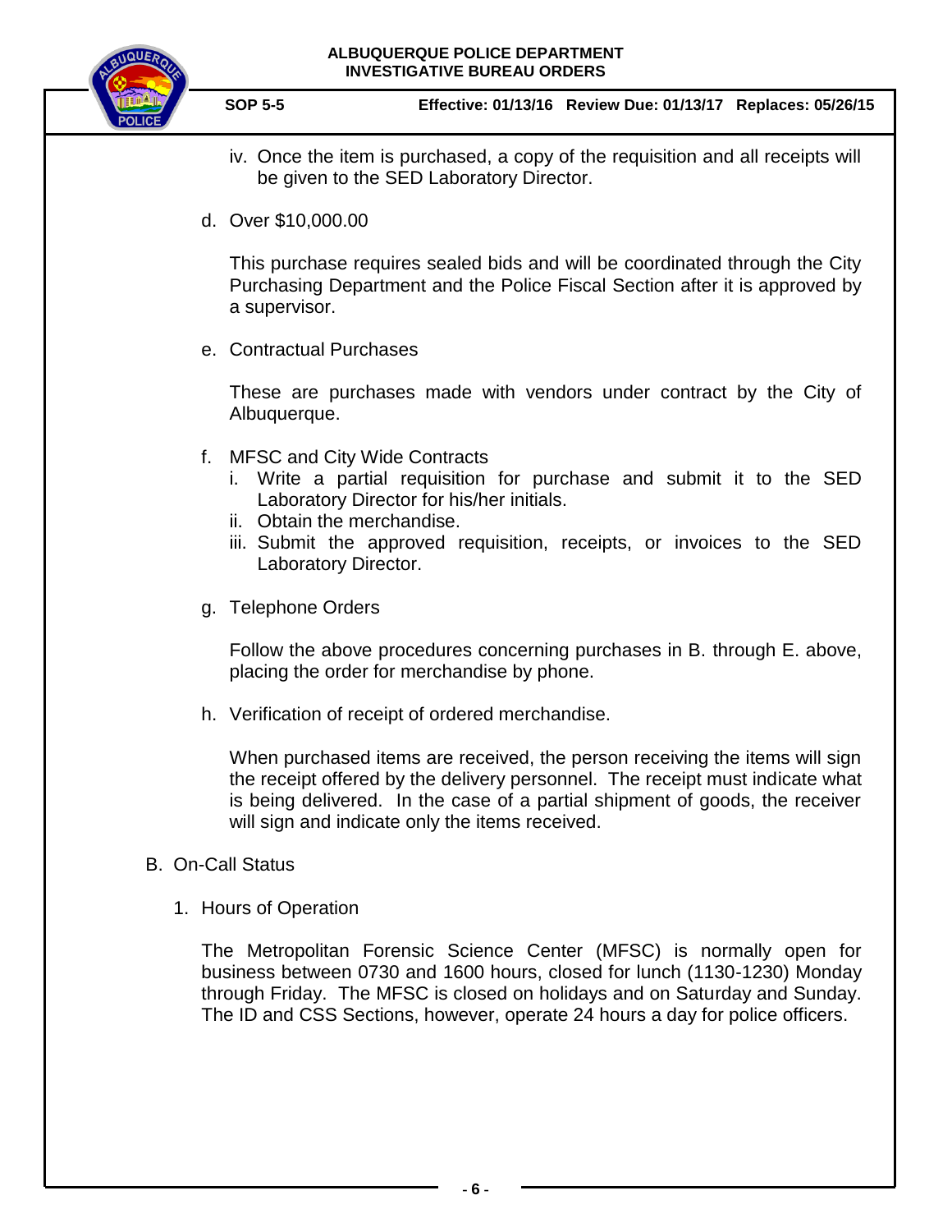iv. Once the item is purchased, a copy of the requisition and all receipts will be given to the SED Laboratory Director.

d. Over $10,000.00

This purchase requires sealed bids and will be coordinated through the City Purchasing Department and the Police Fiscal Section after it is approved by a supervisor.

e. Contractual Purchases

These are purchases made with vendors under contract by the City of Albuquerque.

f. MFSC and City Wide Contracts

i. Write a partial requisition for purchase and submit it to the SED Laboratory Director for his/her initials.

ii. Obtain the merchandise.

iii. Submit the approved requisition, receipts, or invoices to the SED Laboratory Director.

g. Telephone Orders

Follow the above procedures concerning purchases in B. through E. above, placing the order for merchandise by phone.

h. Verification of receipt of ordered merchandise.

When purchased items are received, the person receiving the items will sign the receipt offered by the delivery personnel. The receipt must indicate what is being delivered. In the case of a partial shipment of goods, the receiver will sign and indicate only the items received.

B. On-Call Status

1. Hours of Operation

The Metropolitan Forensic Science Center (MFSC) is normally open for business between 0730 and 1600 hours, closed for lunch (1130-1230) Monday through Friday. The MFSC is closed on holidays and on Saturday and Sunday. The ID and CSS Sections, however, operate 24 hours a day for police officers.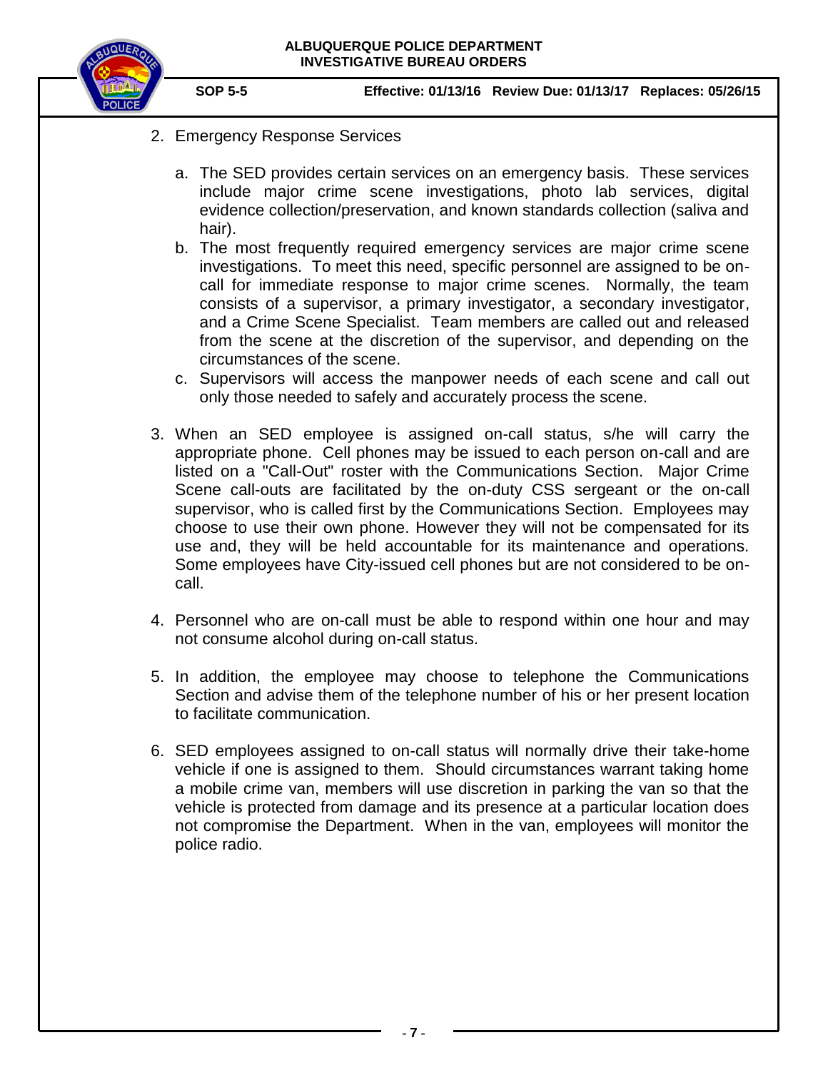2. Emergency Response Services

   a. The SED provides certain services on an emergency basis. These services include major crime scene investigations, photo lab services, digital evidence collection/preservation, and known standards collection (saliva and hair).
   b. The most frequently required emergency services are major crime scene investigations. To meet this need, specific personnel are assigned to be on-call for immediate response to major crime scenes. Normally, the team consists of a supervisor, a primary investigator, a secondary investigator, and a Crime Scene Specialist. Team members are called out and released from the scene at the discretion of the supervisor, and depending on the circumstances of the scene.
   c. Supervisors will access the manpower needs of each scene and call out only those needed to safely and accurately process the scene.

3. When an SED employee is assigned on-call status, s/he will carry the appropriate phone. Cell phones may be issued to each person on-call and are listed on a "Call-Out" roster with the Communications Section. Major Crime Scene call-outs are facilitated by the on-duty CSS sergeant or the on-call supervisor, who is called first by the Communications Section. Employees may choose to use their own phone. However they will not be compensated for its use and, they will be held accountable for its maintenance and operations. Some employees have City-issued cell phones but are not considered to be on-call.

4. Personnel who are on-call must be able to respond within one hour and may not consume alcohol during on-call status.

5. In addition, the employee may choose to telephone the Communications Section and advise them of the telephone number of his or her present location to facilitate communication.

6. SED employees assigned to on-call status will normally drive their take-home vehicle if one is assigned to them. Should circumstances warrant taking home a mobile crime van, members will use discretion in parking the van so that the vehicle is protected from damage and its presence at a particular location does not compromise the Department. When in the van, employees will monitor the police radio.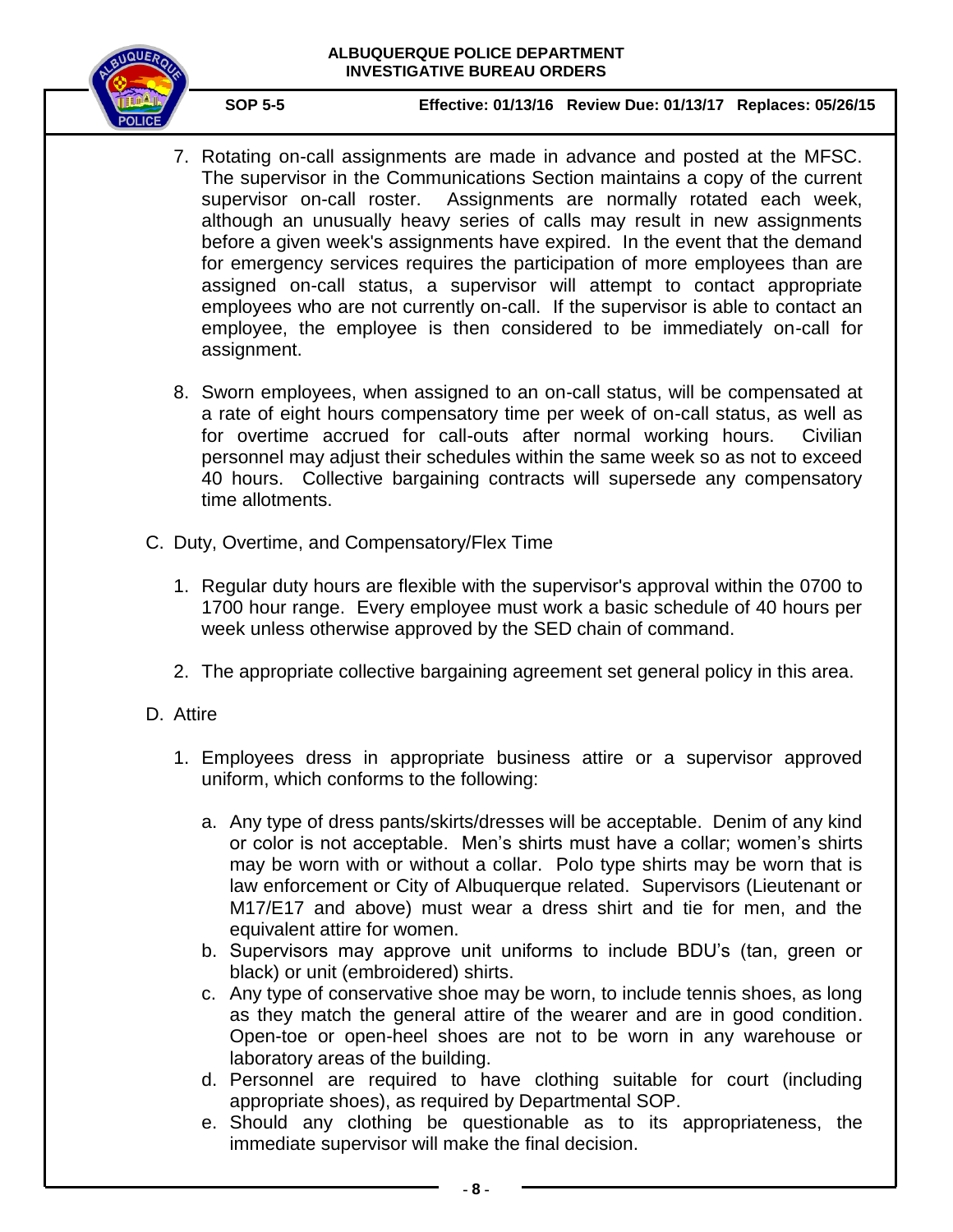7. Rotating on-call assignments are made in advance and posted at the MFSC. The supervisor in the Communications Section maintains a copy of the current supervisor on-call roster. Assignments are normally rotated each week, although an unusually heavy series of calls may result in new assignments before a given week's assignments have expired. In the event that the demand for emergency services requires the participation of more employees than are assigned on-call status, a supervisor will attempt to contact appropriate employees who are not currently on-call. If the supervisor is able to contact an employee, the employee is then considered to be immediately on-call for assignment.

8. Sworn employees, when assigned to an on-call status, will be compensated at a rate of eight hours compensatory time per week of on-call status, as well as for overtime accrued for call-outs after normal working hours. Civilian personnel may adjust their schedules within the same week so as not to exceed 40 hours. Collective bargaining contracts will supersede any compensatory time allotments.

C. Duty, Overtime, and Compensatory/Flex Time

1. Regular duty hours are flexible with the supervisor's approval within the 0700 to 1700 hour range. Every employee must work a basic schedule of 40 hours per week unless otherwise approved by the SED chain of command.

2. The appropriate collective bargaining agreement set general policy in this area.

D. Attire

1. Employees dress in appropriate business attire or a supervisor approved uniform, which conforms to the following:

   a. Any type of dress pants/skirts/dresses will be acceptable. Denim of any kind or color is not acceptable. Men's shirts must have a collar; women's shirts may be worn with or without a collar. Polo type shirts may be worn that is law enforcement or City of Albuquerque related. Supervisors (Lieutenant or M17/E17 and above) must wear a dress shirt and tie for men, and the equivalent attire for women.
   b. Supervisors may approve unit uniforms to include BDU's (tan, green or black) or unit (embroidered) shirts.
   c. Any type of conservative shoe may be worn, to include tennis shoes, as long as they match the general attire of the wearer and are in good condition. Open-toe or open-heel shoes are not to be worn in any warehouse or laboratory areas of the building.
   d. Personnel are required to have clothing suitable for court (including appropriate shoes), as required by Departmental SOP.
   e. Should any clothing be questionable as to its appropriateness, the immediate supervisor will make the final decision.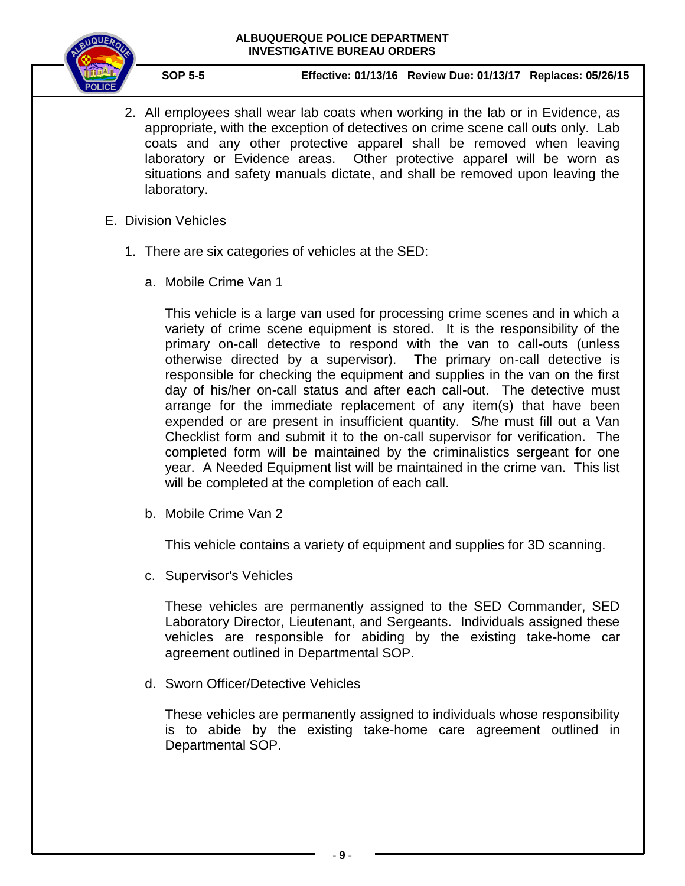2. All employees shall wear lab coats when working in the lab or in Evidence, as appropriate, with the exception of detectives on crime scene call outs only. Lab coats and any other protective apparel shall be removed when leaving laboratory or Evidence areas. Other protective apparel will be worn as situations and safety manuals dictate, and shall be removed upon leaving the laboratory.

E. Division Vehicles

1. There are six categories of vehicles at the SED:

   a. Mobile Crime Van 1

      This vehicle is a large van used for processing crime scenes and in which a variety of crime scene equipment is stored. It is the responsibility of the primary on-call detective to respond with the van to call-outs (unless otherwise directed by a supervisor). The primary on-call detective is responsible for checking the equipment and supplies in the van on the first day of his/her on-call status and after each call-out. The detective must arrange for the immediate replacement of any item(s) that have been expended or are present in insufficient quantity. S/he must fill out a Van Checklist form and submit it to the on-call supervisor for verification. The completed form will be maintained by the criminalistics sergeant for one year. A Needed Equipment list will be maintained in the crime van. This list will be completed at the completion of each call.

   b. Mobile Crime Van 2

      This vehicle contains a variety of equipment and supplies for 3D scanning.

   c. Supervisor's Vehicles

      These vehicles are permanently assigned to the SED Commander, SED Laboratory Director, Lieutenant, and Sergeants. Individuals assigned these vehicles are responsible for abiding by the existing take-home car agreement outlined in Departmental SOP.

   d. Sworn Officer/Detective Vehicles

      These vehicles are permanently assigned to individuals whose responsibility is to abide by the existing take-home care agreement outlined in Departmental SOP.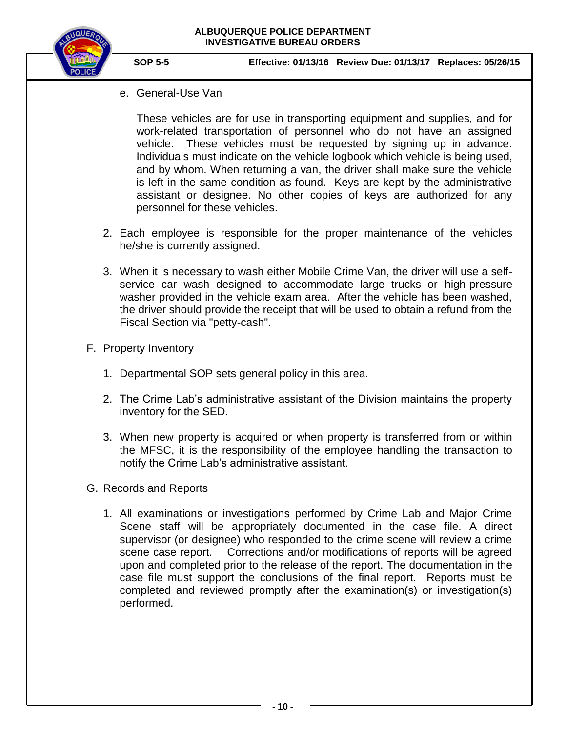e. General-Use Van

These vehicles are for use in transporting equipment and supplies, and for work-related transportation of personnel who do not have an assigned vehicle. These vehicles must be requested by signing up in advance. Individuals must indicate on the vehicle logbook which vehicle is being used, and by whom. When returning a van, the driver shall make sure the vehicle is left in the same condition as found. Keys are kept by the administrative assistant or designee. No other copies of keys are authorized for any personnel for these vehicles.

2. Each employee is responsible for the proper maintenance of the vehicles he/she is currently assigned.

3. When it is necessary to wash either Mobile Crime Van, the driver will use a self-service car wash designed to accommodate large trucks or high-pressure washer provided in the vehicle exam area. After the vehicle has been washed, the driver should provide the receipt that will be used to obtain a refund from the Fiscal Section via "petty-cash".

F. Property Inventory

1. Departmental SOP sets general policy in this area.

2. The Crime Lab's administrative assistant of the Division maintains the property inventory for the SED.

3. When new property is acquired or when property is transferred from or within the MFSC, it is the responsibility of the employee handling the transaction to notify the Crime Lab's administrative assistant.

G. Records and Reports

1. All examinations or investigations performed by Crime Lab and Major Crime Scene staff will be appropriately documented in the case file. A direct supervisor (or designee) who responded to the crime scene will review a crime scene case report. Corrections and/or modifications of reports will be agreed upon and completed prior to the release of the report. The documentation in the case file must support the conclusions of the final report. Reports must be completed and reviewed promptly after the examination(s) or investigation(s) performed.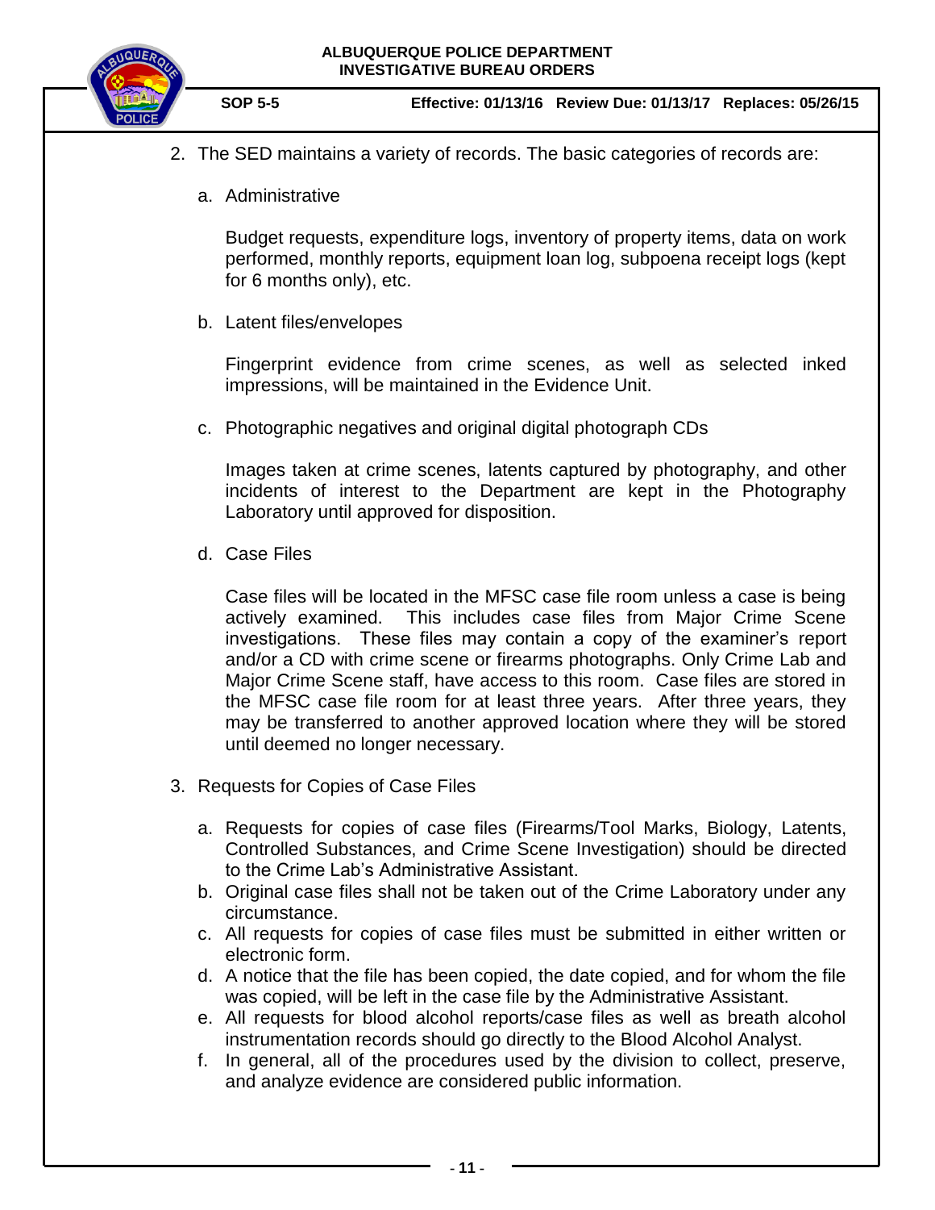2. The SED maintains a variety of records. The basic categories of records are:

   a. Administrative

      Budget requests, expenditure logs, inventory of property items, data on work performed, monthly reports, equipment loan log, subpoena receipt logs (kept for 6 months only), etc.

   b. Latent files/envelopes

      Fingerprint evidence from crime scenes, as well as selected inked impressions, will be maintained in the Evidence Unit.

   c. Photographic negatives and original digital photograph CDs

      Images taken at crime scenes, latents captured by photography, and other incidents of interest to the Department are kept in the Photography Laboratory until approved for disposition.

   d. Case Files

      Case files will be located in the MFSC case file room unless a case is being actively examined. This includes case files from Major Crime Scene investigations. These files may contain a copy of the examiner's report and/or a CD with crime scene or firearms photographs. Only Crime Lab and Major Crime Scene staff, have access to this room. Case files are stored in the MFSC case file room for at least three years. After three years, they may be transferred to another approved location where they will be stored until deemed no longer necessary.

3. Requests for Copies of Case Files

   a. Requests for copies of case files (Firearms/Tool Marks, Biology, Latents, Controlled Substances, and Crime Scene Investigation) should be directed to the Crime Lab's Administrative Assistant.
   b. Original case files shall not be taken out of the Crime Laboratory under any circumstance.
   c. All requests for copies of case files must be submitted in either written or electronic form.
   d. A notice that the file has been copied, the date copied, and for whom the file was copied, will be left in the case file by the Administrative Assistant.
   e. All requests for blood alcohol reports/case files as well as breath alcohol instrumentation records should go directly to the Blood Alcohol Analyst.
   f. In general, all of the procedures used by the division to collect, preserve, and analyze evidence are considered public information.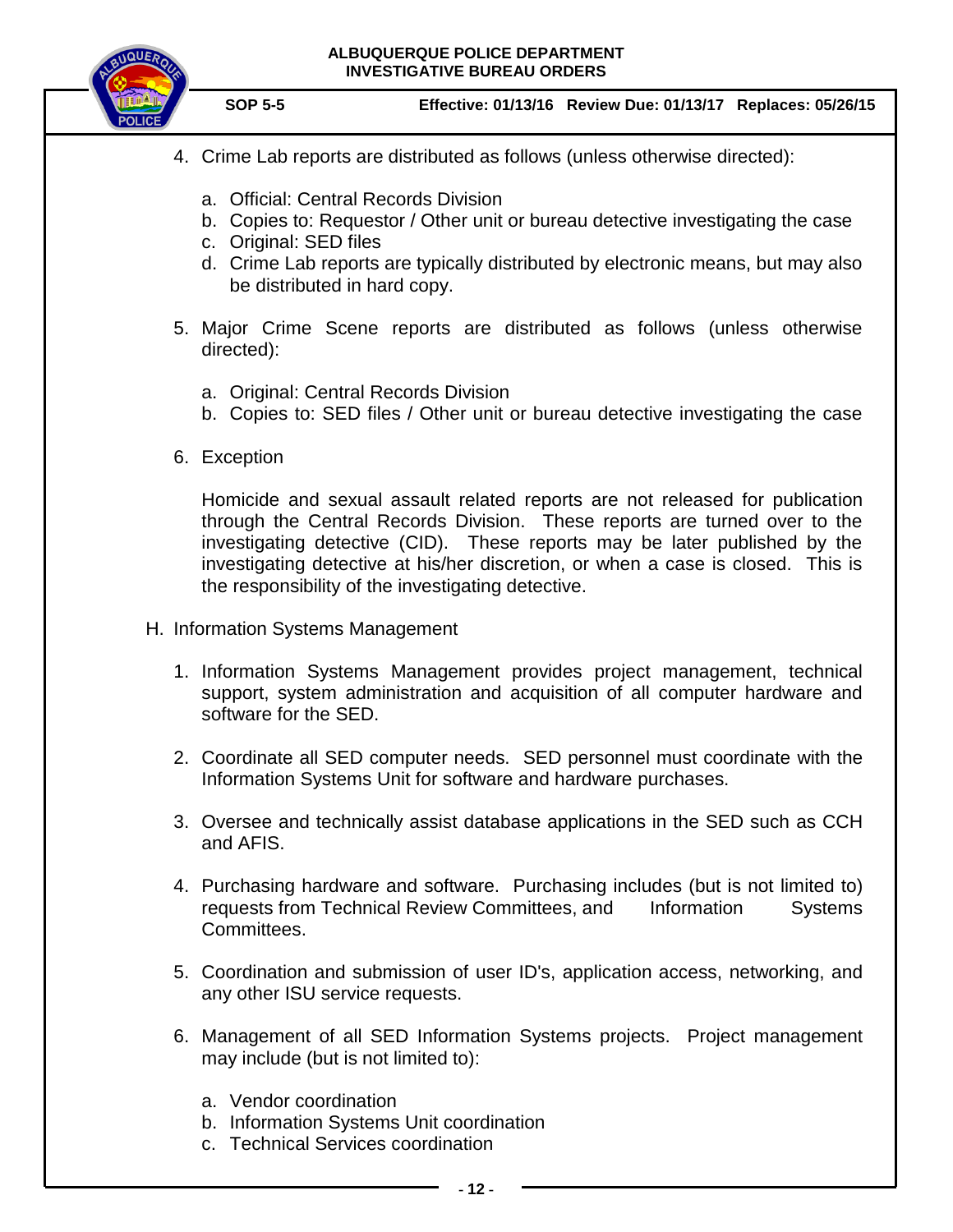4. Crime Lab reports are distributed as follows (unless otherwise directed):

   a. Official: Central Records Division
   b. Copies to: Requestor / Other unit or bureau detective investigating the case
   c. Original: SED files
   d. Crime Lab reports are typically distributed by electronic means, but may also be distributed in hard copy.

5. Major Crime Scene reports are distributed as follows (unless otherwise directed):

   a. Original: Central Records Division
   b. Copies to: SED files / Other unit or bureau detective investigating the case

6. Exception

   Homicide and sexual assault related reports are not released for publication through the Central Records Division. These reports are turned over to the investigating detective (CID). These reports may be later published by the investigating detective at his/her discretion, or when a case is closed. This is the responsibility of the investigating detective.

H. Information Systems Management

1. Information Systems Management provides project management, technical support, system administration and acquisition of all computer hardware and software for the SED.

2. Coordinate all SED computer needs. SED personnel must coordinate with the Information Systems Unit for software and hardware purchases.

3. Oversee and technically assist database applications in the SED such as CCH and AFIS.

4. Purchasing hardware and software. Purchasing includes (but is not limited to) requests from Technical Review Committees, and Information Systems Committees.

5. Coordination and submission of user ID's, application access, networking, and any other ISU service requests.

6. Management of all SED Information Systems projects. Project management may include (but is not limited to):

   a. Vendor coordination
   b. Information Systems Unit coordination
   c. Technical Services coordination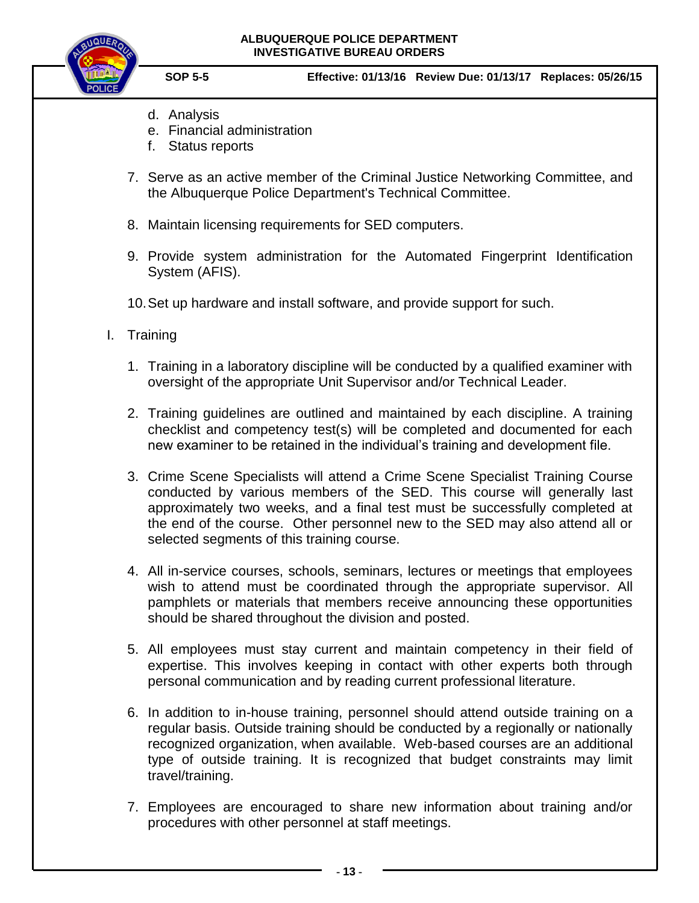d. Analysis
   e. Financial administration
   f. Status reports

7. Serve as an active member of the Criminal Justice Networking Committee, and the Albuquerque Police Department's Technical Committee.

8. Maintain licensing requirements for SED computers.

9. Provide system administration for the Automated Fingerprint Identification System (AFIS).

10. Set up hardware and install software, and provide support for such.

I. Training

1. Training in a laboratory discipline will be conducted by a qualified examiner with oversight of the appropriate Unit Supervisor and/or Technical Leader.

2. Training guidelines are outlined and maintained by each discipline. A training checklist and competency test(s) will be completed and documented for each new examiner to be retained in the individual's training and development file.

3. Crime Scene Specialists will attend a Crime Scene Specialist Training Course conducted by various members of the SED. This course will generally last approximately two weeks, and a final test must be successfully completed at the end of the course. Other personnel new to the SED may also attend all or selected segments of this training course.

4. All in-service courses, schools, seminars, lectures or meetings that employees wish to attend must be coordinated through the appropriate supervisor. All pamphlets or materials that members receive announcing these opportunities should be shared throughout the division and posted.

5. All employees must stay current and maintain competency in their field of expertise. This involves keeping in contact with other experts both through personal communication and by reading current professional literature.

6. In addition to in-house training, personnel should attend outside training on a regular basis. Outside training should be conducted by a regionally or nationally recognized organization, when available. Web-based courses are an additional type of outside training. It is recognized that budget constraints may limit travel/training.

7. Employees are encouraged to share new information about training and/or procedures with other personnel at staff meetings.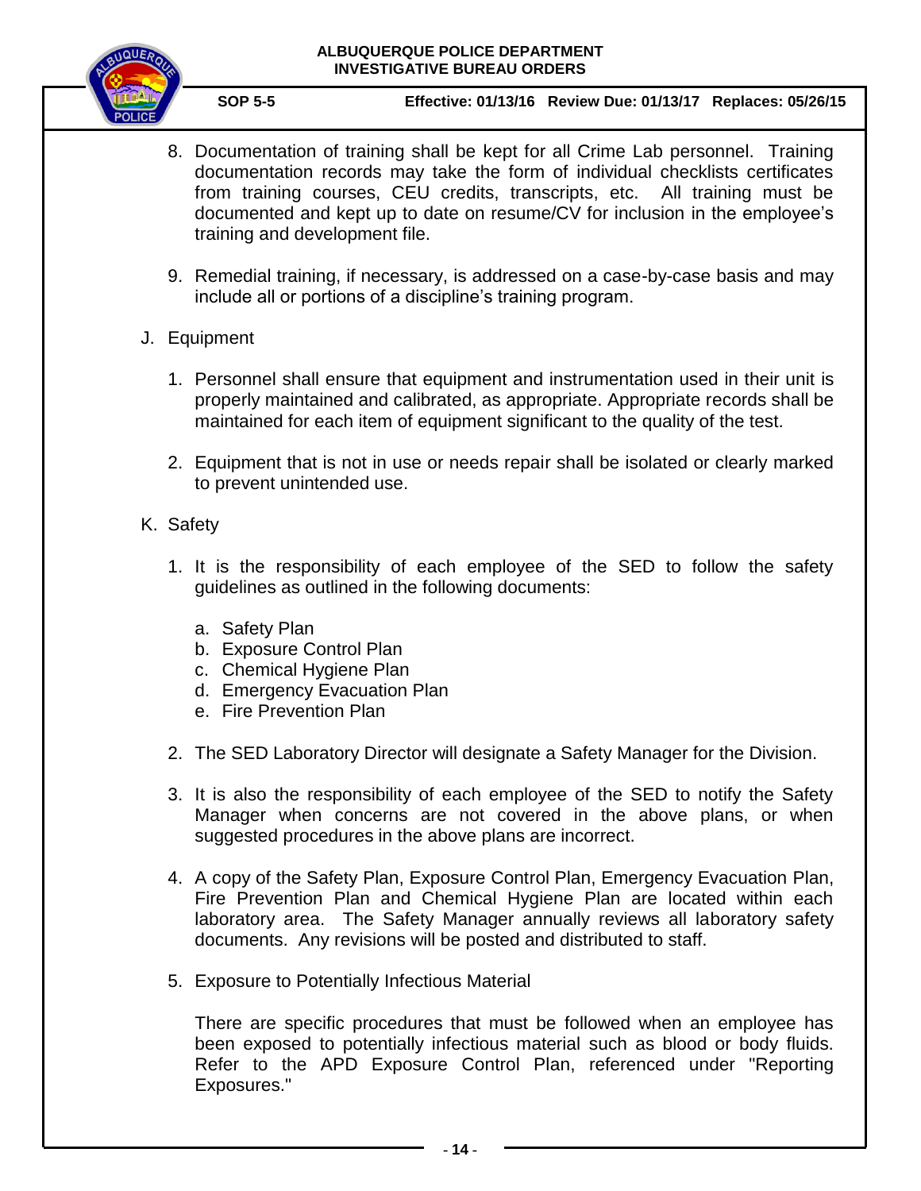8. Documentation of training shall be kept for all Crime Lab personnel. Training documentation records may take the form of individual checklists certificates from training courses, CEU credits, transcripts, etc. All training must be documented and kept up to date on resume/CV for inclusion in the employee's training and development file.

9. Remedial training, if necessary, is addressed on a case-by-case basis and may include all or portions of a discipline's training program.

J. Equipment

1. Personnel shall ensure that equipment and instrumentation used in their unit is properly maintained and calibrated, as appropriate. Appropriate records shall be maintained for each item of equipment significant to the quality of the test.

2. Equipment that is not in use or needs repair shall be isolated or clearly marked to prevent unintended use.

K. Safety

1. It is the responsibility of each employee of the SED to follow the safety guidelines as outlined in the following documents:

   a. Safety Plan
   b. Exposure Control Plan
   c. Chemical Hygiene Plan
   d. Emergency Evacuation Plan
   e. Fire Prevention Plan

2. The SED Laboratory Director will designate a Safety Manager for the Division.

3. It is also the responsibility of each employee of the SED to notify the Safety Manager when concerns are not covered in the above plans, or when suggested procedures in the above plans are incorrect.

4. A copy of the Safety Plan, Exposure Control Plan, Emergency Evacuation Plan, Fire Prevention Plan and Chemical Hygiene Plan are located within each laboratory area. The Safety Manager annually reviews all laboratory safety documents. Any revisions will be posted and distributed to staff.

5. Exposure to Potentially Infectious Material

   There are specific procedures that must be followed when an employee has been exposed to potentially infectious material such as blood or body fluids. Refer to the APD Exposure Control Plan, referenced under "Reporting Exposures."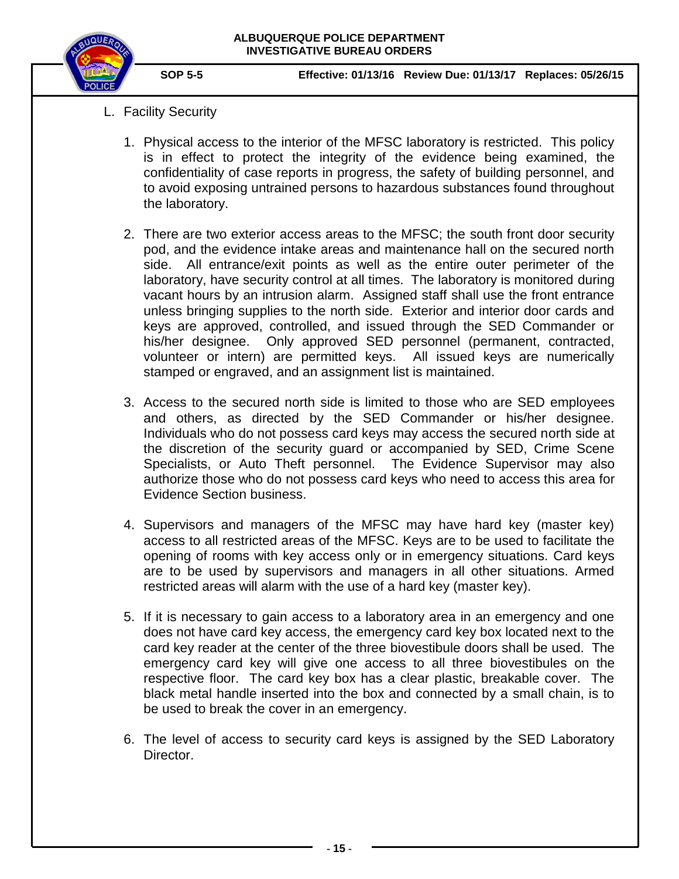L. Facility Security

1. Physical access to the interior of the MFSC laboratory is restricted. This policy is in effect to protect the integrity of the evidence being examined, the confidentiality of case reports in progress, the safety of building personnel, and to avoid exposing untrained persons to hazardous substances found throughout the laboratory.

2. There are two exterior access areas to the MFSC; the south front door security pod, and the evidence intake areas and maintenance hall on the secured north side. All entrance/exit points as well as the entire outer perimeter of the laboratory, have security control at all times. The laboratory is monitored during vacant hours by an intrusion alarm. Assigned staff shall use the front entrance unless bringing supplies to the north side. Exterior and interior door cards and keys are approved, controlled, and issued through the SED Commander or his/her designee. Only approved SED personnel (permanent, contracted, volunteer or intern) are permitted keys. All issued keys are numerically stamped or engraved, and an assignment list is maintained.

3. Access to the secured north side is limited to those who are SED employees and others, as directed by the SED Commander or his/her designee. Individuals who do not possess card keys may access the secured north side at the discretion of the security guard or accompanied by SED, Crime Scene Specialists, or Auto Theft personnel. The Evidence Supervisor may also authorize those who do not possess card keys who need to access this area for Evidence Section business.

4. Supervisors and managers of the MFSC may have hard key (master key) access to all restricted areas of the MFSC. Keys are to be used to facilitate the opening of rooms with key access only or in emergency situations. Card keys are to be used by supervisors and managers in all other situations. Armed restricted areas will alarm with the use of a hard key (master key).

5. If it is necessary to gain access to a laboratory area in an emergency and one does not have card key access, the emergency card key box located next to the card key reader at the center of the three biovestibule doors shall be used. The emergency card key will give one access to all three biovestibules on the respective floor. The card key box has a clear plastic, breakable cover. The black metal handle inserted into the box and connected by a small chain, is to be used to break the cover in an emergency.

6. The level of access to security card keys is assigned by the SED Laboratory Director.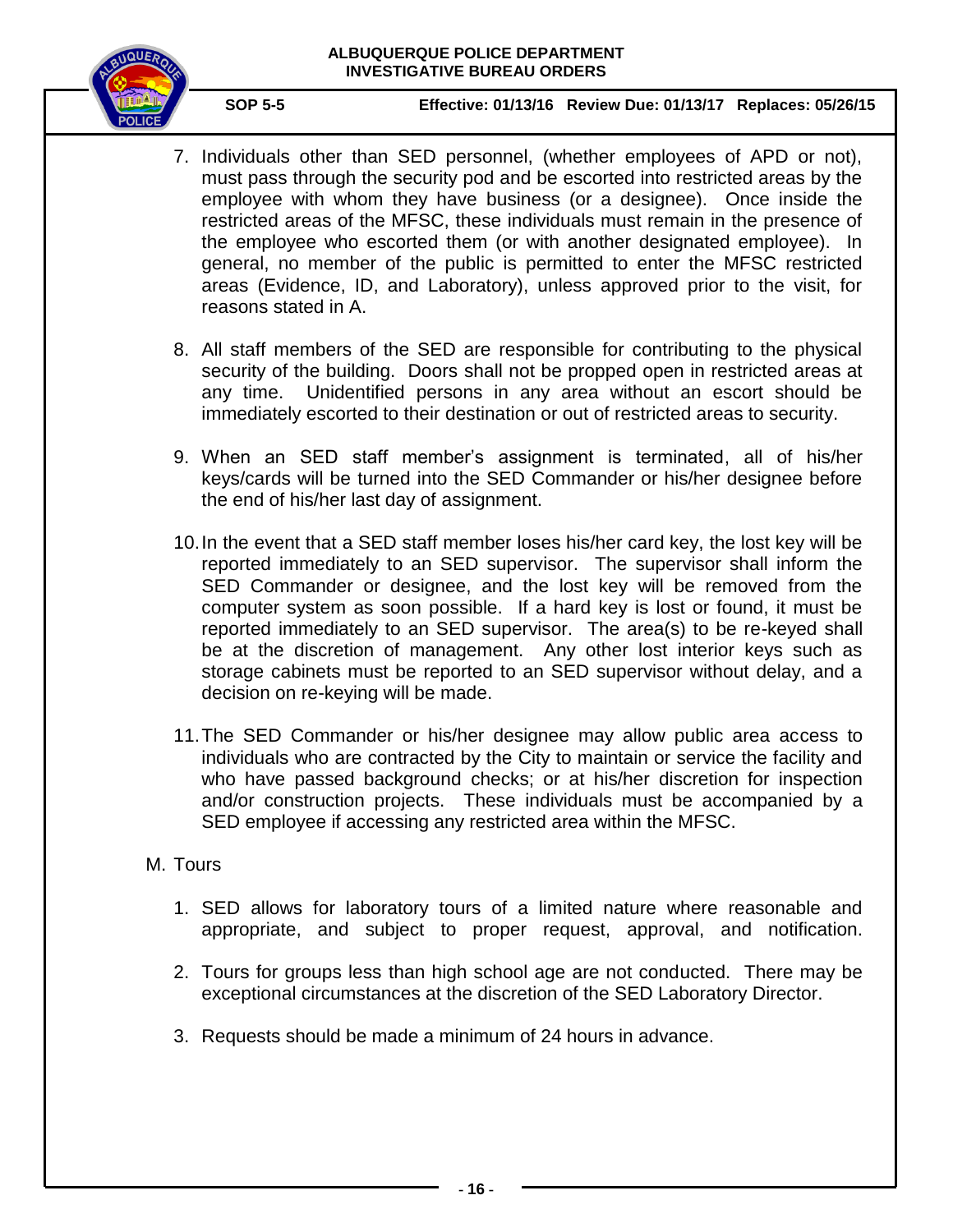7. Individuals other than SED personnel, (whether employees of APD or not), must pass through the security pod and be escorted into restricted areas by the employee with whom they have business (or a designee). Once inside the restricted areas of the MFSC, these individuals must remain in the presence of the employee who escorted them (or with another designated employee). In general, no member of the public is permitted to enter the MFSC restricted areas (Evidence, ID, and Laboratory), unless approved prior to the visit, for reasons stated in A.

8. All staff members of the SED are responsible for contributing to the physical security of the building. Doors shall not be propped open in restricted areas at any time. Unidentified persons in any area without an escort should be immediately escorted to their destination or out of restricted areas to security.

9. When an SED staff member's assignment is terminated, all of his/her keys/cards will be turned into the SED Commander or his/her designee before the end of his/her last day of assignment.

10. In the event that a SED staff member loses his/her card key, the lost key will be reported immediately to an SED supervisor. The supervisor shall inform the SED Commander or designee, and the lost key will be removed from the computer system as soon possible. If a hard key is lost or found, it must be reported immediately to an SED supervisor. The area(s) to be re-keyed shall be at the discretion of management. Any other lost interior keys such as storage cabinets must be reported to an SED supervisor without delay, and a decision on re-keying will be made.

11. The SED Commander or his/her designee may allow public area access to individuals who are contracted by the City to maintain or service the facility and who have passed background checks; or at his/her discretion for inspection and/or construction projects. These individuals must be accompanied by a SED employee if accessing any restricted area within the MFSC.

M. Tours

1. SED allows for laboratory tours of a limited nature where reasonable and appropriate, and subject to proper request, approval, and notification.

2. Tours for groups less than high school age are not conducted. There may be exceptional circumstances at the discretion of the SED Laboratory Director.

3. Requests should be made a minimum of 24 hours in advance.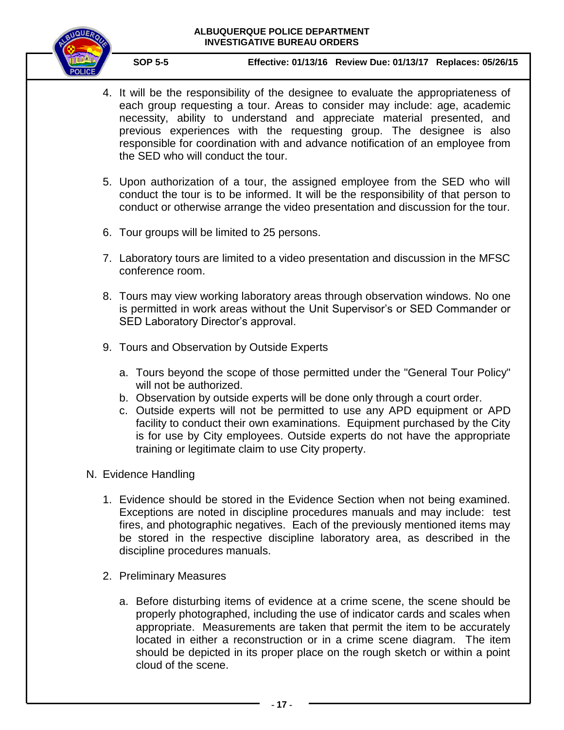4. It will be the responsibility of the designee to evaluate the appropriateness of each group requesting a tour. Areas to consider may include: age, academic necessity, ability to understand and appreciate material presented, and previous experiences with the requesting group. The designee is also responsible for coordination with and advance notification of an employee from the SED who will conduct the tour.

5. Upon authorization of a tour, the assigned employee from the SED who will conduct the tour is to be informed. It will be the responsibility of that person to conduct or otherwise arrange the video presentation and discussion for the tour.

6. Tour groups will be limited to 25 persons.

7. Laboratory tours are limited to a video presentation and discussion in the MFSC conference room.

8. Tours may view working laboratory areas through observation windows. No one is permitted in work areas without the Unit Supervisor's or SED Commander or SED Laboratory Director's approval.

9. Tours and Observation by Outside Experts

   a. Tours beyond the scope of those permitted under the "General Tour Policy" will not be authorized.
   b. Observation by outside experts will be done only through a court order.
   c. Outside experts will not be permitted to use any APD equipment or APD facility to conduct their own examinations. Equipment purchased by the City is for use by City employees. Outside experts do not have the appropriate training or legitimate claim to use City property.

N. Evidence Handling

1. Evidence should be stored in the Evidence Section when not being examined. Exceptions are noted in discipline procedures manuals and may include: test fires, and photographic negatives. Each of the previously mentioned items may be stored in the respective discipline laboratory area, as described in the discipline procedures manuals.

2. Preliminary Measures

   a. Before disturbing items of evidence at a crime scene, the scene should be properly photographed, including the use of indicator cards and scales when appropriate. Measurements are taken that permit the item to be accurately located in either a reconstruction or in a crime scene diagram. The item should be depicted in its proper place on the rough sketch or within a point cloud of the scene.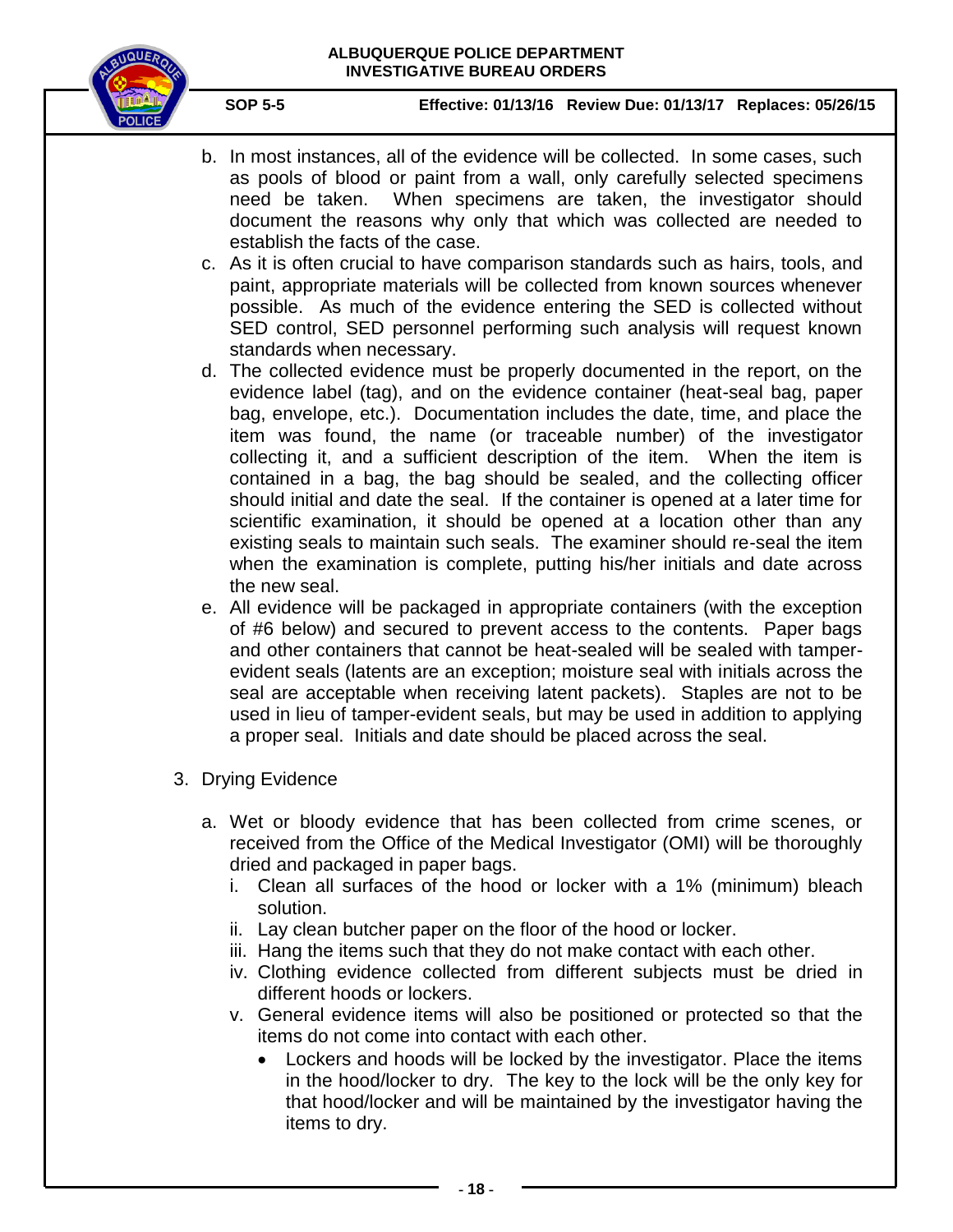b. In most instances, all of the evidence will be collected. In some cases, such as pools of blood or paint from a wall, only carefully selected specimens need be taken. When specimens are taken, the investigator should document the reasons why only that which was collected are needed to establish the facts of the case.

c. As it is often crucial to have comparison standards such as hairs, tools, and paint, appropriate materials will be collected from known sources whenever possible. As much of the evidence entering the SED is collected without SED control, SED personnel performing such analysis will request known standards when necessary.

d. The collected evidence must be properly documented in the report, on the evidence label (tag), and on the evidence container (heat-seal bag, paper bag, envelope, etc.). Documentation includes the date, time, and place the item was found, the name (or traceable number) of the investigator collecting it, and a sufficient description of the item. When the item is contained in a bag, the bag should be sealed, and the collecting officer should initial and date the seal. If the container is opened at a later time for scientific examination, it should be opened at a location other than any existing seals to maintain such seals. The examiner should re-seal the item when the examination is complete, putting his/her initials and date across the new seal.

e. All evidence will be packaged in appropriate containers (with the exception of #6 below) and secured to prevent access to the contents. Paper bags and other containers that cannot be heat-sealed will be sealed with tamper-evident seals (latents are an exception; moisture seal with initials across the seal are acceptable when receiving latent packets). Staples are not to be used in lieu of tamper-evident seals, but may be used in addition to applying a proper seal. Initials and date should be placed across the seal.

3. Drying Evidence

   a. Wet or bloody evidence that has been collected from crime scenes, or received from the Office of the Medical Investigator (OMI) will be thoroughly dried and packaged in paper bags.
      i. Clean all surfaces of the hood or locker with a 1% (minimum) bleach solution.
      ii. Lay clean butcher paper on the floor of the hood or locker.
      iii. Hang the items such that they do not make contact with each other.
      iv. Clothing evidence collected from different subjects must be dried in different hoods or lockers.
      v. General evidence items will also be positioned or protected so that the items do not come into contact with each other.
         - Lockers and hoods will be locked by the investigator. Place the items in the hood/locker to dry. The key to the lock will be the only key for that hood/locker and will be maintained by the investigator having the items to dry.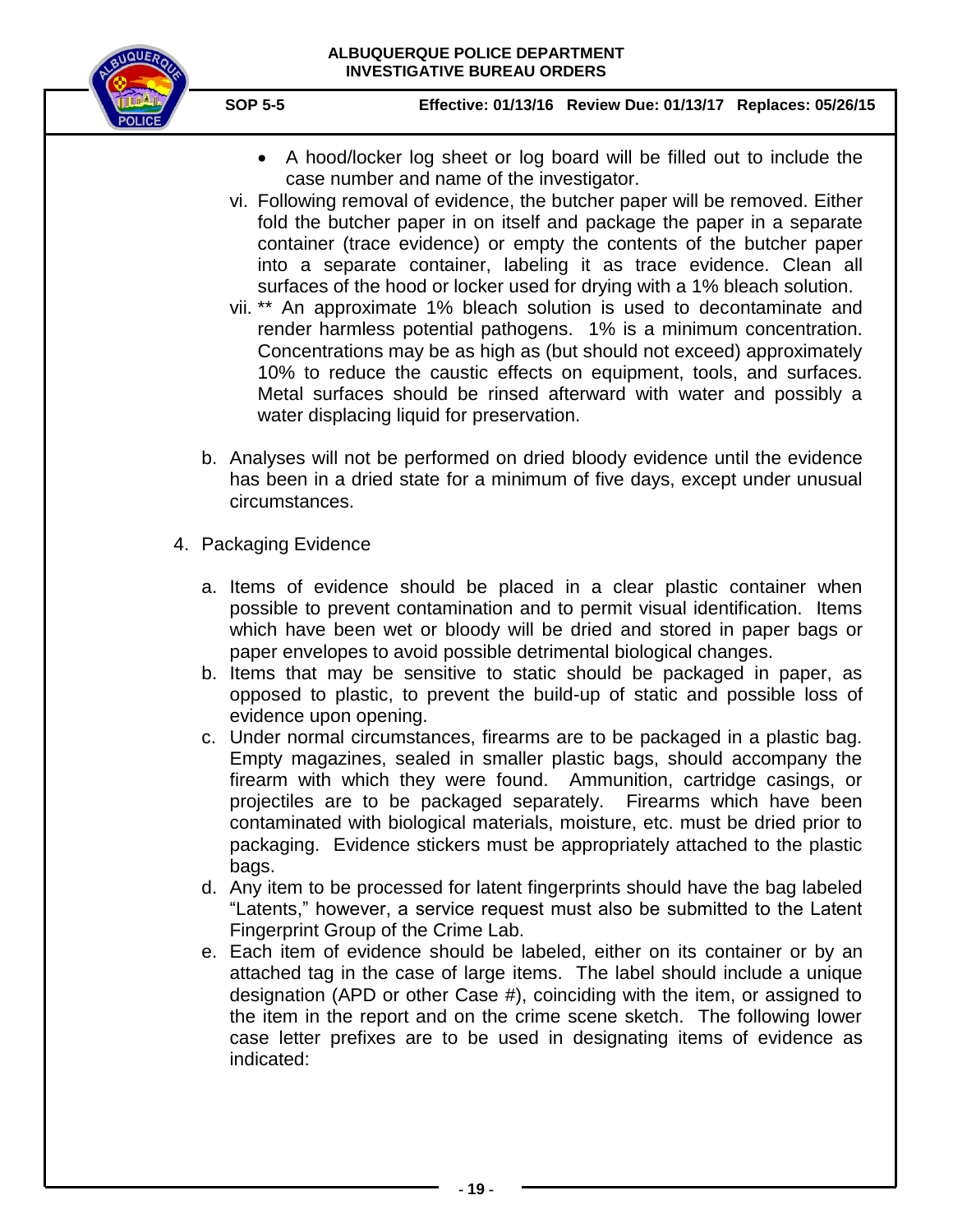- A hood/locker log sheet or log board will be filled out to include the case number and name of the investigator.

vi. Following removal of evidence, the butcher paper will be removed. Either fold the butcher paper in on itself and package the paper in a separate container (trace evidence) or empty the contents of the butcher paper into a separate container, labeling it as trace evidence. Clean all surfaces of the hood or locker used for drying with a 1% bleach solution.

vii. ** An approximate 1% bleach solution is used to decontaminate and render harmless potential pathogens. 1% is a minimum concentration. Concentrations may be as high as (but should not exceed) approximately 10% to reduce the caustic effects on equipment, tools, and surfaces. Metal surfaces should be rinsed afterward with water and possibly a water displacing liquid for preservation.

b. Analyses will not be performed on dried bloody evidence until the evidence has been in a dried state for a minimum of five days, except under unusual circumstances.

4. Packaging Evidence

   a. Items of evidence should be placed in a clear plastic container when possible to prevent contamination and to permit visual identification. Items which have been wet or bloody will be dried and stored in paper bags or paper envelopes to avoid possible detrimental biological changes.
   b. Items that may be sensitive to static should be packaged in paper, as opposed to plastic, to prevent the build-up of static and possible loss of evidence upon opening.
   c. Under normal circumstances, firearms are to be packaged in a plastic bag. Empty magazines, sealed in smaller plastic bags, should accompany the firearm with which they were found. Ammunition, cartridge casings, or projectiles are to be packaged separately. Firearms which have been contaminated with biological materials, moisture, etc. must be dried prior to packaging. Evidence stickers must be appropriately attached to the plastic bags.
   d. Any item to be processed for latent fingerprints should have the bag labeled "Latents," however, a service request must also be submitted to the Latent Fingerprint Group of the Crime Lab.
   e. Each item of evidence should be labeled, either on its container or by an attached tag in the case of large items. The label should include a unique designation (APD or other Case #), coinciding with the item, or assigned to the item in the report and on the crime scene sketch. The following lower case letter prefixes are to be used in designating items of evidence as indicated: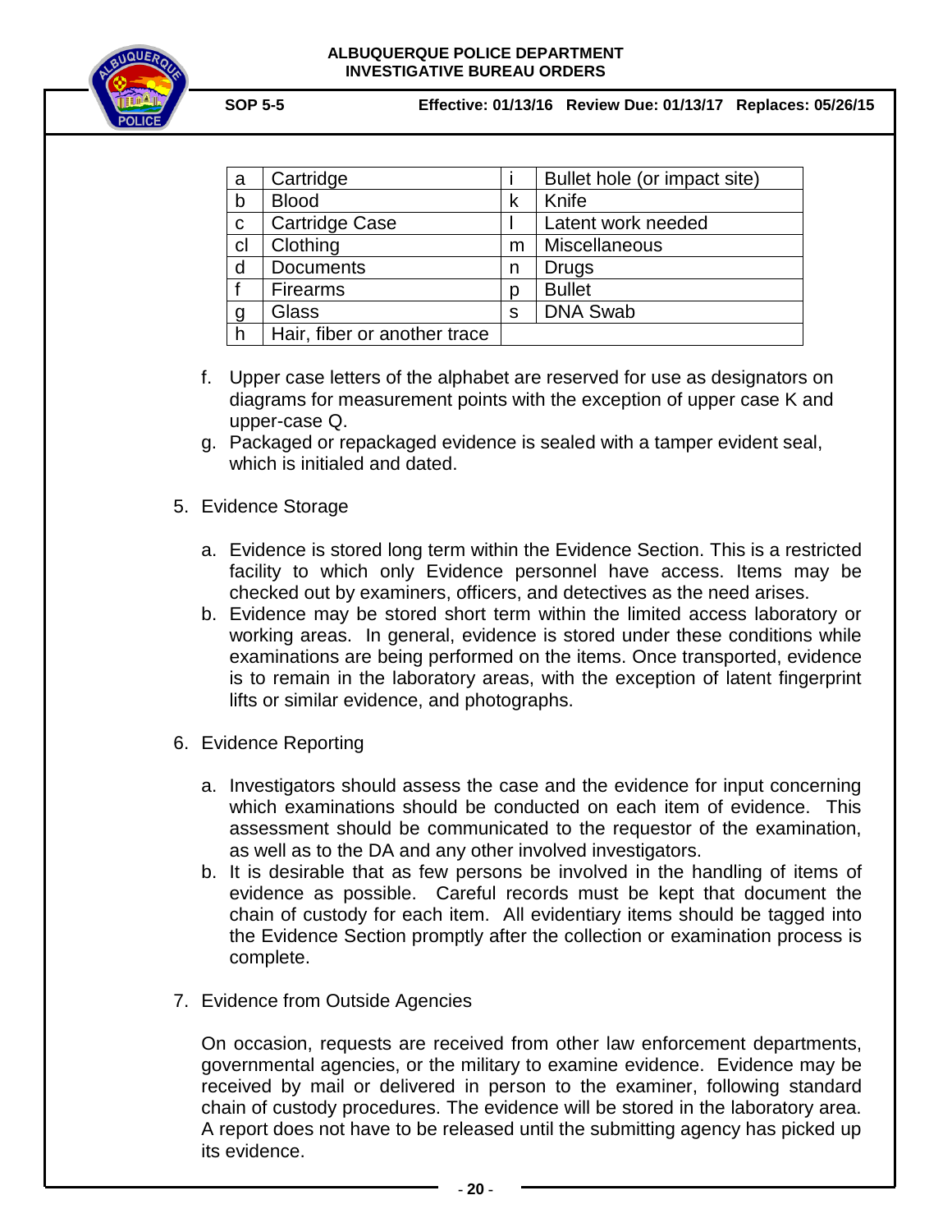| a | Cartridge | i | Bullet hole (or impact site) |
|---|---|---|---|
| b | Blood | k | Knife |
| c | Cartridge Case | l | Latent work needed |
| cl | Clothing | m | Miscellaneous |
| d | Documents | n | Drugs |
| f | Firearms | p | Bullet |
| g | Glass | s | DNA Swab |
| h | Hair, fiber or another trace | | |

f. Upper case letters of the alphabet are reserved for use as designators on diagrams for measurement points with the exception of upper case K and upper-case Q.

g. Packaged or repackaged evidence is sealed with a tamper evident seal, which is initialed and dated.

5. Evidence Storage

   a. Evidence is stored long term within the Evidence Section. This is a restricted facility to which only Evidence personnel have access. Items may be checked out by examiners, officers, and detectives as the need arises.

   b. Evidence may be stored short term within the limited access laboratory or working areas. In general, evidence is stored under these conditions while examinations are being performed on the items. Once transported, evidence is to remain in the laboratory areas, with the exception of latent fingerprint lifts or similar evidence, and photographs.

6. Evidence Reporting

   a. Investigators should assess the case and the evidence for input concerning which examinations should be conducted on each item of evidence. This assessment should be communicated to the requestor of the examination, as well as to the DA and any other involved investigators.

   b. It is desirable that as few persons be involved in the handling of items of evidence as possible. Careful records must be kept that document the chain of custody for each item. All evidentiary items should be tagged into the Evidence Section promptly after the collection or examination process is complete.

7. Evidence from Outside Agencies

   On occasion, requests are received from other law enforcement departments, governmental agencies, or the military to examine evidence. Evidence may be received by mail or delivered in person to the examiner, following standard chain of custody procedures. The evidence will be stored in the laboratory area. A report does not have to be released until the submitting agency has picked up its evidence.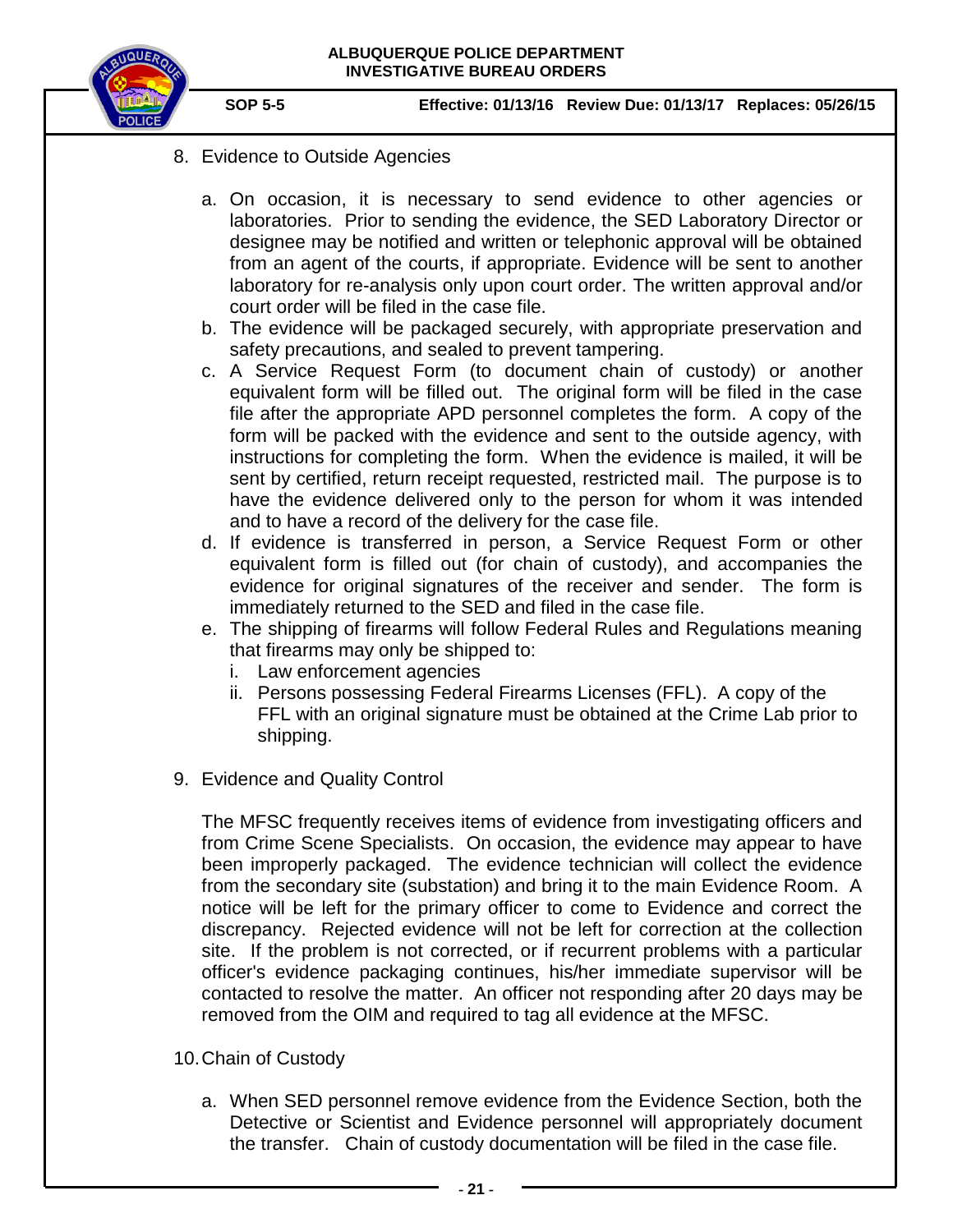8. Evidence to Outside Agencies

   a. On occasion, it is necessary to send evidence to other agencies or laboratories. Prior to sending the evidence, the SED Laboratory Director or designee may be notified and written or telephonic approval will be obtained from an agent of the courts, if appropriate. Evidence will be sent to another laboratory for re-analysis only upon court order. The written approval and/or court order will be filed in the case file.
   b. The evidence will be packaged securely, with appropriate preservation and safety precautions, and sealed to prevent tampering.
   c. A Service Request Form (to document chain of custody) or another equivalent form will be filled out. The original form will be filed in the case file after the appropriate APD personnel completes the form. A copy of the form will be packed with the evidence and sent to the outside agency, with instructions for completing the form. When the evidence is mailed, it will be sent by certified, return receipt requested, restricted mail. The purpose is to have the evidence delivered only to the person for whom it was intended and to have a record of the delivery for the case file.
   d. If evidence is transferred in person, a Service Request Form or other equivalent form is filled out (for chain of custody), and accompanies the evidence for original signatures of the receiver and sender. The form is immediately returned to the SED and filed in the case file.
   e. The shipping of firearms will follow Federal Rules and Regulations meaning that firearms may only be shipped to:
      i. Law enforcement agencies
      ii. Persons possessing Federal Firearms Licenses (FFL). A copy of the FFL with an original signature must be obtained at the Crime Lab prior to shipping.

9. Evidence and Quality Control

   The MFSC frequently receives items of evidence from investigating officers and from Crime Scene Specialists. On occasion, the evidence may appear to have been improperly packaged. The evidence technician will collect the evidence from the secondary site (substation) and bring it to the main Evidence Room. A notice will be left for the primary officer to come to Evidence and correct the discrepancy. Rejected evidence will not be left for correction at the collection site. If the problem is not corrected, or if recurrent problems with a particular officer's evidence packaging continues, his/her immediate supervisor will be contacted to resolve the matter. An officer not responding after 20 days may be removed from the OIM and required to tag all evidence at the MFSC.

10. Chain of Custody

   a. When SED personnel remove evidence from the Evidence Section, both the Detective or Scientist and Evidence personnel will appropriately document the transfer. Chain of custody documentation will be filed in the case file.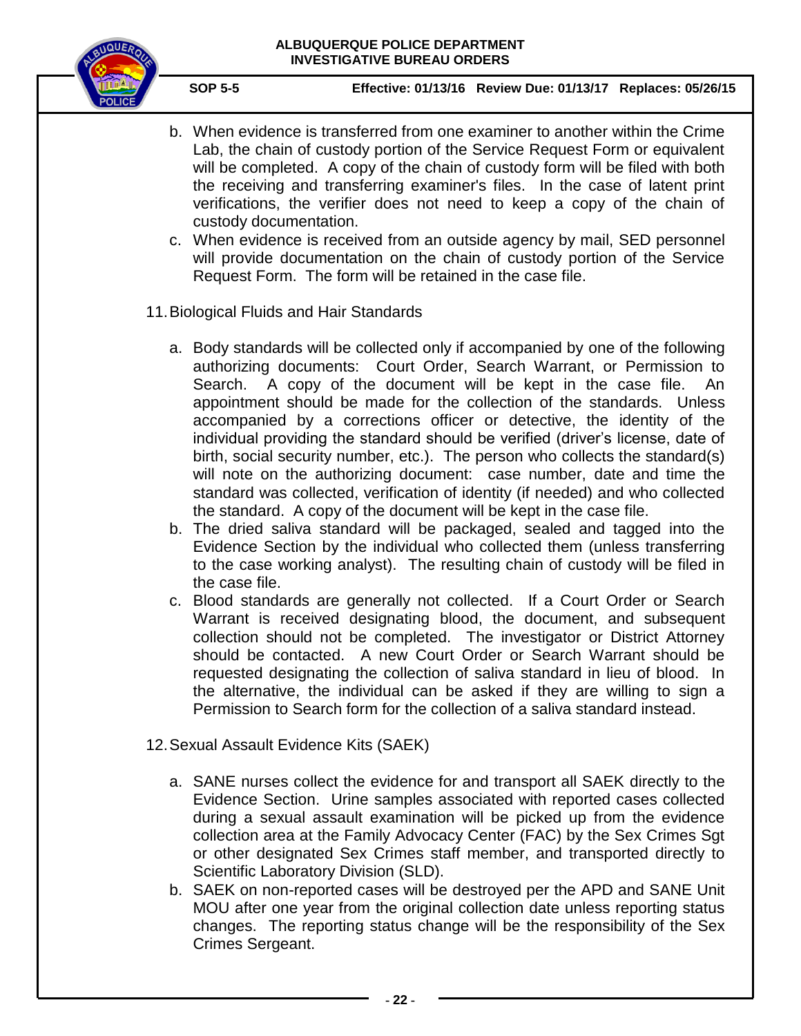b. When evidence is transferred from one examiner to another within the Crime Lab, the chain of custody portion of the Service Request Form or equivalent will be completed. A copy of the chain of custody form will be filed with both the receiving and transferring examiner's files. In the case of latent print verifications, the verifier does not need to keep a copy of the chain of custody documentation.

c. When evidence is received from an outside agency by mail, SED personnel will provide documentation on the chain of custody portion of the Service Request Form. The form will be retained in the case file.

11. Biological Fluids and Hair Standards

a. Body standards will be collected only if accompanied by one of the following authorizing documents: Court Order, Search Warrant, or Permission to Search. A copy of the document will be kept in the case file. An appointment should be made for the collection of the standards. Unless accompanied by a corrections officer or detective, the identity of the individual providing the standard should be verified (driver's license, date of birth, social security number, etc.). The person who collects the standard(s) will note on the authorizing document: case number, date and time the standard was collected, verification of identity (if needed) and who collected the standard. A copy of the document will be kept in the case file.

b. The dried saliva standard will be packaged, sealed and tagged into the Evidence Section by the individual who collected them (unless transferring to the case working analyst). The resulting chain of custody will be filed in the case file.

c. Blood standards are generally not collected. If a Court Order or Search Warrant is received designating blood, the document, and subsequent collection should not be completed. The investigator or District Attorney should be contacted. A new Court Order or Search Warrant should be requested designating the collection of saliva standard in lieu of blood. In the alternative, the individual can be asked if they are willing to sign a Permission to Search form for the collection of a saliva standard instead.

12. Sexual Assault Evidence Kits (SAEK)

a. SANE nurses collect the evidence for and transport all SAEK directly to the Evidence Section. Urine samples associated with reported cases collected during a sexual assault examination will be picked up from the evidence collection area at the Family Advocacy Center (FAC) by the Sex Crimes Sgt or other designated Sex Crimes staff member, and transported directly to Scientific Laboratory Division (SLD).

b. SAEK on non-reported cases will be destroyed per the APD and SANE Unit MOU after one year from the original collection date unless reporting status changes. The reporting status change will be the responsibility of the Sex Crimes Sergeant.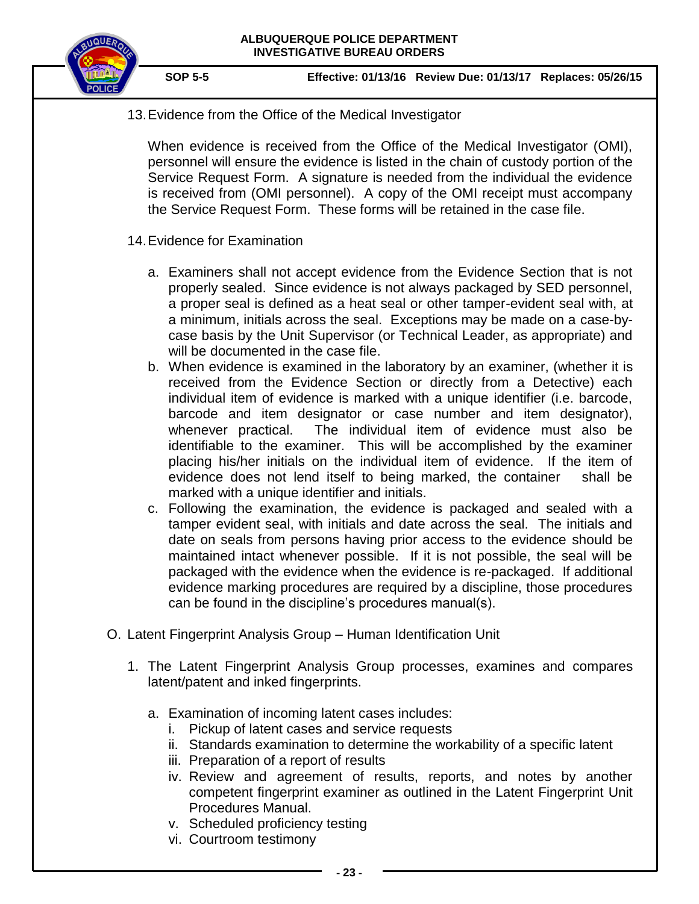13. Evidence from the Office of the Medical Investigator

    When evidence is received from the Office of the Medical Investigator (OMI), personnel will ensure the evidence is listed in the chain of custody portion of the Service Request Form. A signature is needed from the individual the evidence is received from (OMI personnel). A copy of the OMI receipt must accompany the Service Request Form. These forms will be retained in the case file.

14. Evidence for Examination

    a. Examiners shall not accept evidence from the Evidence Section that is not properly sealed. Since evidence is not always packaged by SED personnel, a proper seal is defined as a heat seal or other tamper-evident seal with, at a minimum, initials across the seal. Exceptions may be made on a case-by-case basis by the Unit Supervisor (or Technical Leader, as appropriate) and will be documented in the case file.
    b. When evidence is examined in the laboratory by an examiner, (whether it is received from the Evidence Section or directly from a Detective) each individual item of evidence is marked with a unique identifier (i.e. barcode, barcode and item designator or case number and item designator), whenever practical. The individual item of evidence must also be identifiable to the examiner. This will be accomplished by the examiner placing his/her initials on the individual item of evidence. If the item of evidence does not lend itself to being marked, the container shall be marked with a unique identifier and initials.
    c. Following the examination, the evidence is packaged and sealed with a tamper evident seal, with initials and date across the seal. The initials and date on seals from persons having prior access to the evidence should be maintained intact whenever possible. If it is not possible, the seal will be packaged with the evidence when the evidence is re-packaged. If additional evidence marking procedures are required by a discipline, those procedures can be found in the discipline's procedures manual(s).

O. Latent Fingerprint Analysis Group – Human Identification Unit

1. The Latent Fingerprint Analysis Group processes, examines and compares latent/patent and inked fingerprints.

    a. Examination of incoming latent cases includes:
        i. Pickup of latent cases and service requests
        ii. Standards examination to determine the workability of a specific latent
        iii. Preparation of a report of results
        iv. Review and agreement of results, reports, and notes by another competent fingerprint examiner as outlined in the Latent Fingerprint Unit Procedures Manual.
        v. Scheduled proficiency testing
        vi. Courtroom testimony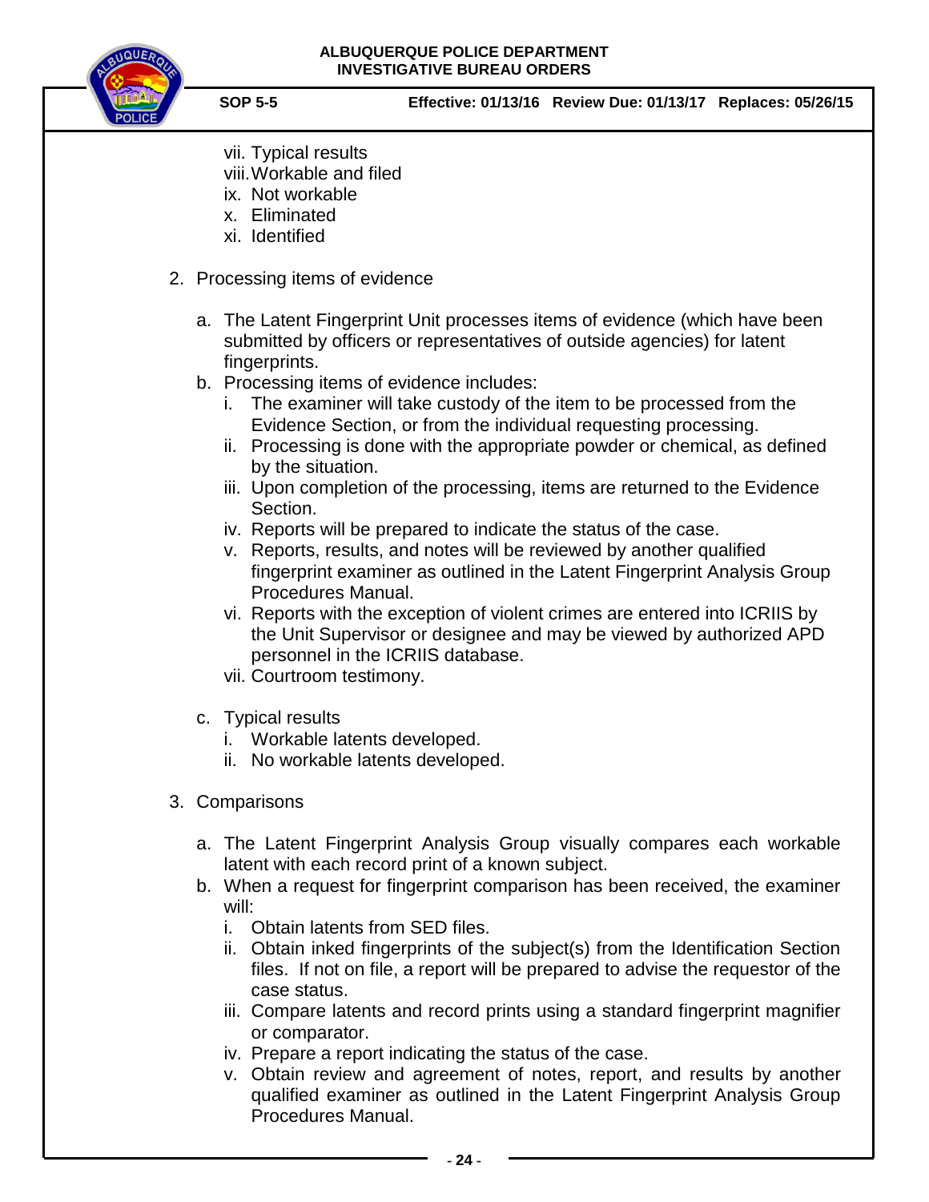vii. Typical results
viii. Workable and filed
ix. Not workable
x. Eliminated
xi. Identified

2. Processing items of evidence

   a. The Latent Fingerprint Unit processes items of evidence (which have been submitted by officers or representatives of outside agencies) for latent fingerprints.
   b. Processing items of evidence includes:
      i. The examiner will take custody of the item to be processed from the Evidence Section, or from the individual requesting processing.
      ii. Processing is done with the appropriate powder or chemical, as defined by the situation.
      iii. Upon completion of the processing, items are returned to the Evidence Section.
      iv. Reports will be prepared to indicate the status of the case.
      v. Reports, results, and notes will be reviewed by another qualified fingerprint examiner as outlined in the Latent Fingerprint Analysis Group Procedures Manual.
      vi. Reports with the exception of violent crimes are entered into ICRIIS by the Unit Supervisor or designee and may be viewed by authorized APD personnel in the ICRIIS database.
      vii. Courtroom testimony.

   c. Typical results
      i. Workable latents developed.
      ii. No workable latents developed.

3. Comparisons

   a. The Latent Fingerprint Analysis Group visually compares each workable latent with each record print of a known subject.
   b. When a request for fingerprint comparison has been received, the examiner will:
      i. Obtain latents from SED files.
      ii. Obtain inked fingerprints of the subject(s) from the Identification Section files. If not on file, a report will be prepared to advise the requestor of the case status.
      iii. Compare latents and record prints using a standard fingerprint magnifier or comparator.
      iv. Prepare a report indicating the status of the case.
      v. Obtain review and agreement of notes, report, and results by another qualified examiner as outlined in the Latent Fingerprint Analysis Group Procedures Manual.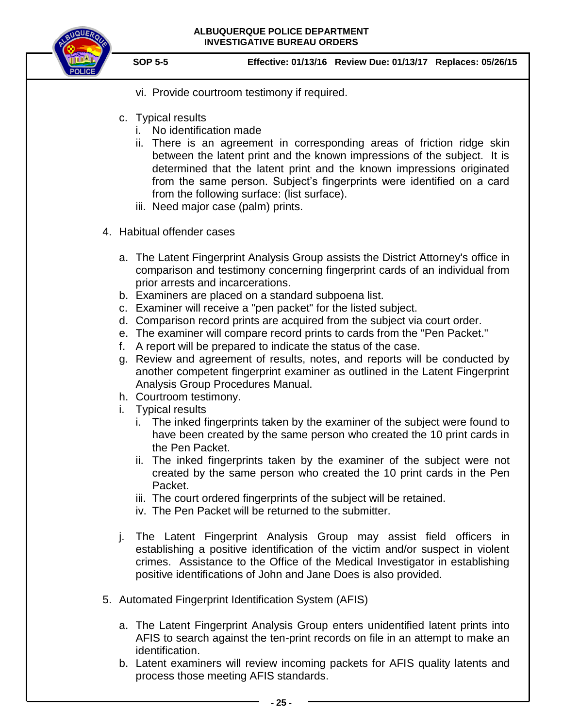vi. Provide courtroom testimony if required.

c. Typical results
   i. No identification made
   ii. There is an agreement in corresponding areas of friction ridge skin between the latent print and the known impressions of the subject. It is determined that the latent print and the known impressions originated from the same person. Subject's fingerprints were identified on a card from the following surface: (list surface).
   iii. Need major case (palm) prints.

4. Habitual offender cases

   a. The Latent Fingerprint Analysis Group assists the District Attorney's office in comparison and testimony concerning fingerprint cards of an individual from prior arrests and incarcerations.
   b. Examiners are placed on a standard subpoena list.
   c. Examiner will receive a "pen packet" for the listed subject.
   d. Comparison record prints are acquired from the subject via court order.
   e. The examiner will compare record prints to cards from the "Pen Packet."
   f. A report will be prepared to indicate the status of the case.
   g. Review and agreement of results, notes, and reports will be conducted by another competent fingerprint examiner as outlined in the Latent Fingerprint Analysis Group Procedures Manual.
   h. Courtroom testimony.
   i. Typical results
      i. The inked fingerprints taken by the examiner of the subject were found to have been created by the same person who created the 10 print cards in the Pen Packet.
      ii. The inked fingerprints taken by the examiner of the subject were not created by the same person who created the 10 print cards in the Pen Packet.
      iii. The court ordered fingerprints of the subject will be retained.
      iv. The Pen Packet will be returned to the submitter.

   j. The Latent Fingerprint Analysis Group may assist field officers in establishing a positive identification of the victim and/or suspect in violent crimes. Assistance to the Office of the Medical Investigator in establishing positive identifications of John and Jane Does is also provided.

5. Automated Fingerprint Identification System (AFIS)

   a. The Latent Fingerprint Analysis Group enters unidentified latent prints into AFIS to search against the ten-print records on file in an attempt to make an identification.
   b. Latent examiners will review incoming packets for AFIS quality latents and process those meeting AFIS standards.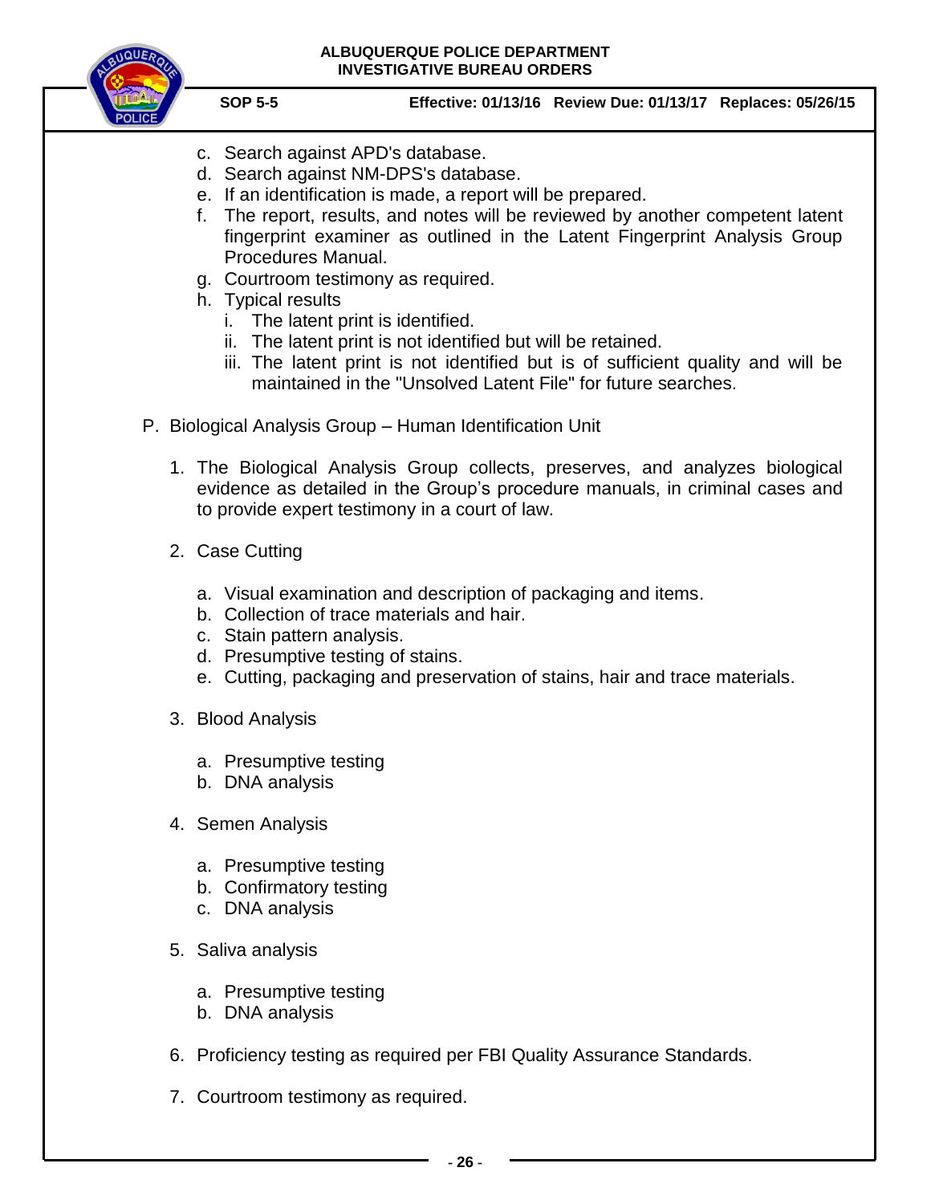c. Search against APD's database.
d. Search against NM-DPS's database.
e. If an identification is made, a report will be prepared.
f. The report, results, and notes will be reviewed by another competent latent fingerprint examiner as outlined in the Latent Fingerprint Analysis Group Procedures Manual.
g. Courtroom testimony as required.
h. Typical results
   i. The latent print is identified.
   ii. The latent print is not identified but will be retained.
   iii. The latent print is not identified but is of sufficient quality and will be maintained in the "Unsolved Latent File" for future searches.

P. Biological Analysis Group – Human Identification Unit

1. The Biological Analysis Group collects, preserves, and analyzes biological evidence as detailed in the Group's procedure manuals, in criminal cases and to provide expert testimony in a court of law.

2. Case Cutting

   a. Visual examination and description of packaging and items.
   b. Collection of trace materials and hair.
   c. Stain pattern analysis.
   d. Presumptive testing of stains.
   e. Cutting, packaging and preservation of stains, hair and trace materials.

3. Blood Analysis

   a. Presumptive testing
   b. DNA analysis

4. Semen Analysis

   a. Presumptive testing
   b. Confirmatory testing
   c. DNA analysis

5. Saliva analysis

   a. Presumptive testing
   b. DNA analysis

6. Proficiency testing as required per FBI Quality Assurance Standards.

7. Courtroom testimony as required.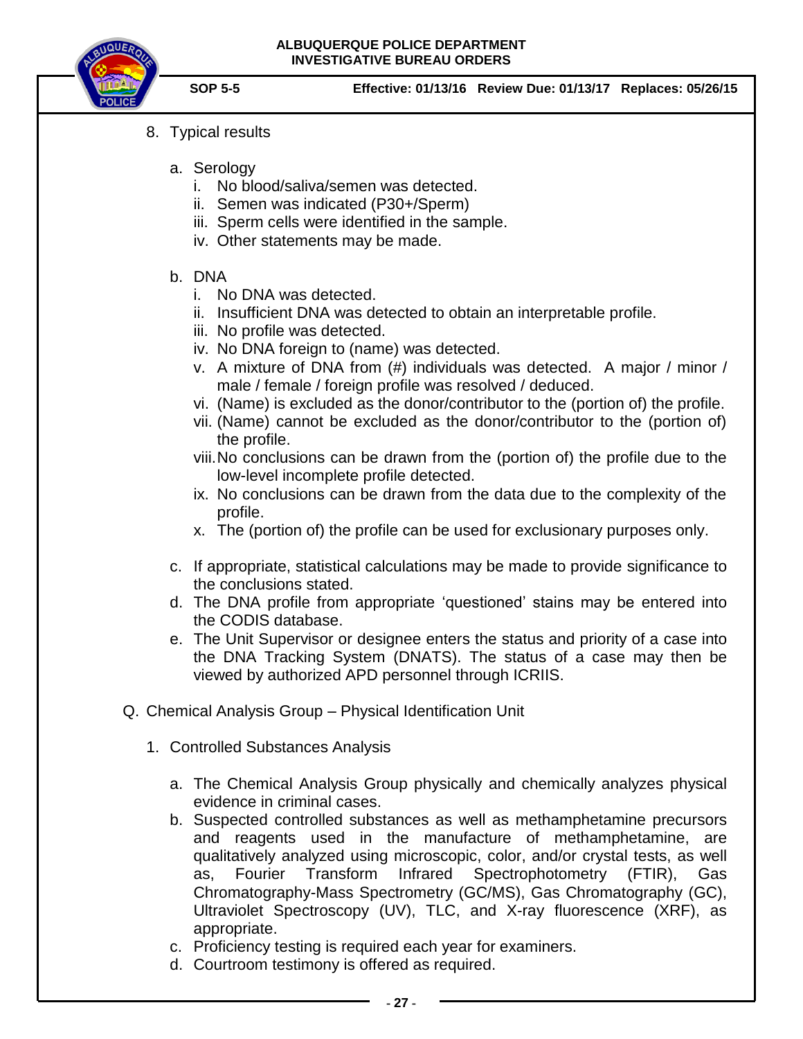8. Typical results

   a. Serology
      i. No blood/saliva/semen was detected.
      ii. Semen was indicated (P30+/Sperm)
      iii. Sperm cells were identified in the sample.
      iv. Other statements may be made.

   b. DNA
      i. No DNA was detected.
      ii. Insufficient DNA was detected to obtain an interpretable profile.
      iii. No profile was detected.
      iv. No DNA foreign to (name) was detected.
      v. A mixture of DNA from (#) individuals was detected. A major / minor / male / female / foreign profile was resolved / deduced.
      vi. (Name) is excluded as the donor/contributor to the (portion of) the profile.
      vii. (Name) cannot be excluded as the donor/contributor to the (portion of) the profile.
      viii. No conclusions can be drawn from the (portion of) the profile due to the low-level incomplete profile detected.
      ix. No conclusions can be drawn from the data due to the complexity of the profile.
      x. The (portion of) the profile can be used for exclusionary purposes only.

   c. If appropriate, statistical calculations may be made to provide significance to the conclusions stated.
   d. The DNA profile from appropriate 'questioned' stains may be entered into the CODIS database.
   e. The Unit Supervisor or designee enters the status and priority of a case into the DNA Tracking System (DNATS). The status of a case may then be viewed by authorized APD personnel through ICRIIS.

Q. Chemical Analysis Group – Physical Identification Unit

1. Controlled Substances Analysis

   a. The Chemical Analysis Group physically and chemically analyzes physical evidence in criminal cases.
   b. Suspected controlled substances as well as methamphetamine precursors and reagents used in the manufacture of methamphetamine, are qualitatively analyzed using microscopic, color, and/or crystal tests, as well as, Fourier Transform Infrared Spectrophotometry (FTIR), Gas Chromatography-Mass Spectrometry (GC/MS), Gas Chromatography (GC), Ultraviolet Spectroscopy (UV), TLC, and X-ray fluorescence (XRF), as appropriate.
   c. Proficiency testing is required each year for examiners.
   d. Courtroom testimony is offered as required.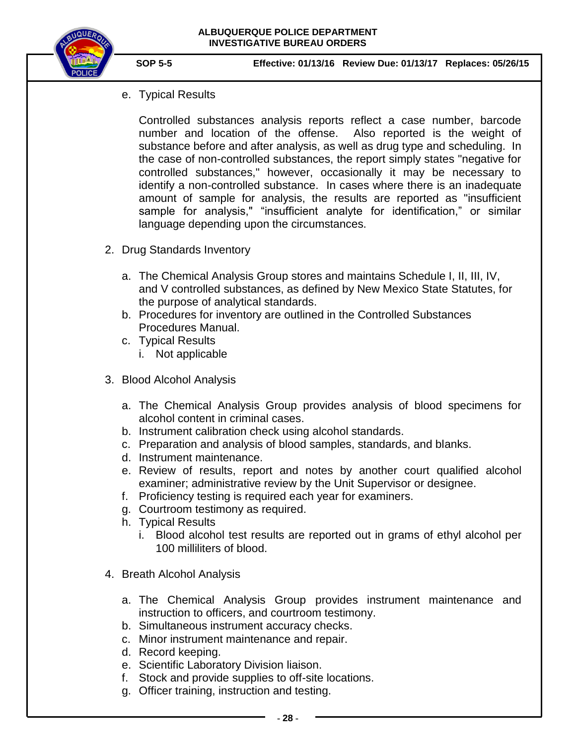e. Typical Results

   Controlled substances analysis reports reflect a case number, barcode number and location of the offense. Also reported is the weight of substance before and after analysis, as well as drug type and scheduling. In the case of non-controlled substances, the report simply states "negative for controlled substances," however, occasionally it may be necessary to identify a non-controlled substance. In cases where there is an inadequate amount of sample for analysis, the results are reported as "insufficient sample for analysis," "insufficient analyte for identification," or similar language depending upon the circumstances.

2. Drug Standards Inventory

   a. The Chemical Analysis Group stores and maintains Schedule I, II, III, IV, and V controlled substances, as defined by New Mexico State Statutes, for the purpose of analytical standards.
   b. Procedures for inventory are outlined in the Controlled Substances Procedures Manual.
   c. Typical Results
      i. Not applicable

3. Blood Alcohol Analysis

   a. The Chemical Analysis Group provides analysis of blood specimens for alcohol content in criminal cases.
   b. Instrument calibration check using alcohol standards.
   c. Preparation and analysis of blood samples, standards, and blanks.
   d. Instrument maintenance.
   e. Review of results, report and notes by another court qualified alcohol examiner; administrative review by the Unit Supervisor or designee.
   f. Proficiency testing is required each year for examiners.
   g. Courtroom testimony as required.
   h. Typical Results
      i. Blood alcohol test results are reported out in grams of ethyl alcohol per 100 milliliters of blood.

4. Breath Alcohol Analysis

   a. The Chemical Analysis Group provides instrument maintenance and instruction to officers, and courtroom testimony.
   b. Simultaneous instrument accuracy checks.
   c. Minor instrument maintenance and repair.
   d. Record keeping.
   e. Scientific Laboratory Division liaison.
   f. Stock and provide supplies to off-site locations.
   g. Officer training, instruction and testing.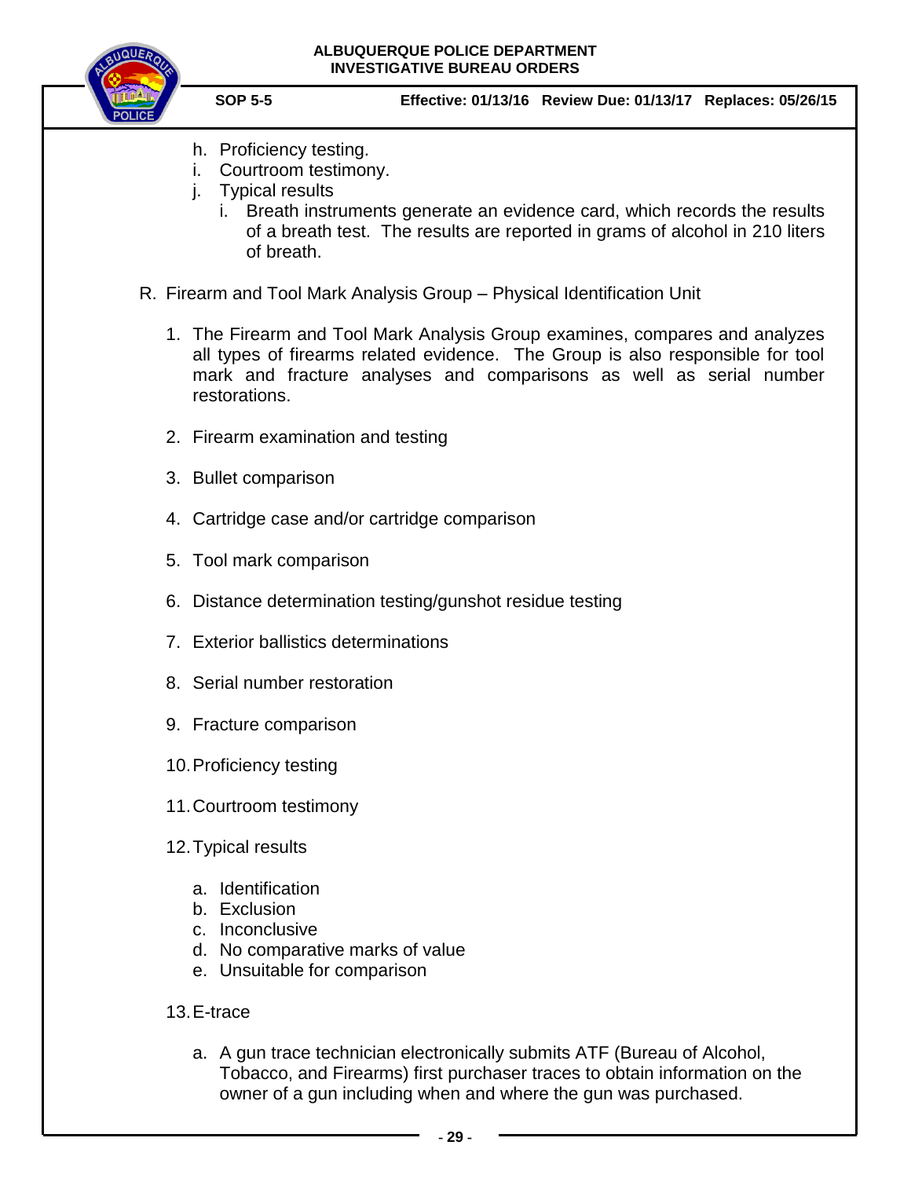h. Proficiency testing.
i. Courtroom testimony.
j. Typical results
   i. Breath instruments generate an evidence card, which records the results of a breath test. The results are reported in grams of alcohol in 210 liters of breath.

R. Firearm and Tool Mark Analysis Group – Physical Identification Unit

1. The Firearm and Tool Mark Analysis Group examines, compares and analyzes all types of firearms related evidence. The Group is also responsible for tool mark and fracture analyses and comparisons as well as serial number restorations.

2. Firearm examination and testing

3. Bullet comparison

4. Cartridge case and/or cartridge comparison

5. Tool mark comparison

6. Distance determination testing/gunshot residue testing

7. Exterior ballistics determinations

8. Serial number restoration

9. Fracture comparison

10. Proficiency testing

11. Courtroom testimony

12. Typical results

    a. Identification
    b. Exclusion
    c. Inconclusive
    d. No comparative marks of value
    e. Unsuitable for comparison

13. E-trace

    a. A gun trace technician electronically submits ATF (Bureau of Alcohol, Tobacco, and Firearms) first purchaser traces to obtain information on the owner of a gun including when and where the gun was purchased.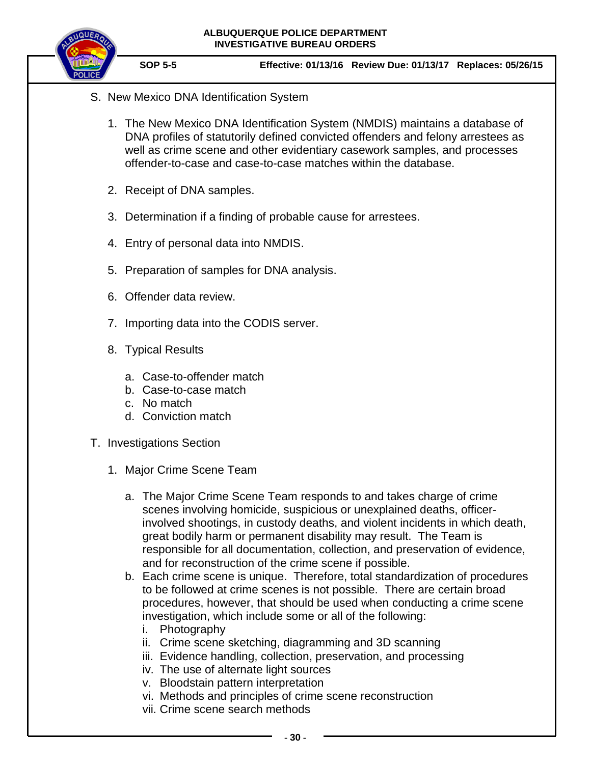S. New Mexico DNA Identification System

1. The New Mexico DNA Identification System (NMDIS) maintains a database of DNA profiles of statutorily defined convicted offenders and felony arrestees as well as crime scene and other evidentiary casework samples, and processes offender-to-case and case-to-case matches within the database.

2. Receipt of DNA samples.

3. Determination if a finding of probable cause for arrestees.

4. Entry of personal data into NMDIS.

5. Preparation of samples for DNA analysis.

6. Offender data review.

7. Importing data into the CODIS server.

8. Typical Results

   a. Case-to-offender match
   b. Case-to-case match
   c. No match
   d. Conviction match

T. Investigations Section

1. Major Crime Scene Team

   a. The Major Crime Scene Team responds to and takes charge of crime scenes involving homicide, suspicious or unexplained deaths, officer-involved shootings, in custody deaths, and violent incidents in which death, great bodily harm or permanent disability may result. The Team is responsible for all documentation, collection, and preservation of evidence, and for reconstruction of the crime scene if possible.
   b. Each crime scene is unique. Therefore, total standardization of procedures to be followed at crime scenes is not possible. There are certain broad procedures, however, that should be used when conducting a crime scene investigation, which include some or all of the following:
      i. Photography
      ii. Crime scene sketching, diagramming and 3D scanning
      iii. Evidence handling, collection, preservation, and processing
      iv. The use of alternate light sources
      v. Bloodstain pattern interpretation
      vi. Methods and principles of crime scene reconstruction
      vii. Crime scene search methods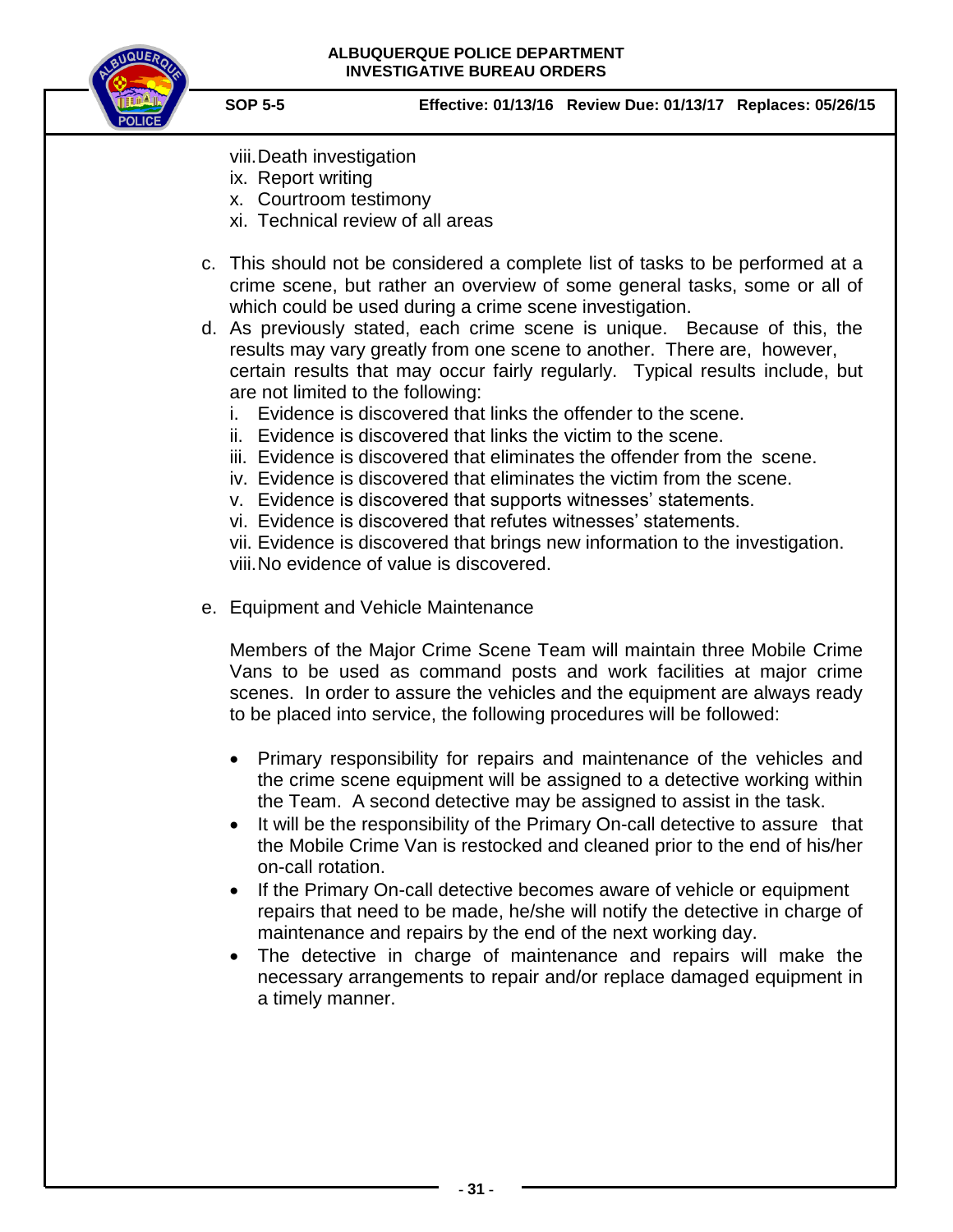viii. Death investigation
ix. Report writing
x. Courtroom testimony
xi. Technical review of all areas

c. This should not be considered a complete list of tasks to be performed at a crime scene, but rather an overview of some general tasks, some or all of which could be used during a crime scene investigation.

d. As previously stated, each crime scene is unique. Because of this, the results may vary greatly from one scene to another. There are, however, certain results that may occur fairly regularly. Typical results include, but are not limited to the following:
   i. Evidence is discovered that links the offender to the scene.
   ii. Evidence is discovered that links the victim to the scene.
   iii. Evidence is discovered that eliminates the offender from the scene.
   iv. Evidence is discovered that eliminates the victim from the scene.
   v. Evidence is discovered that supports witnesses' statements.
   vi. Evidence is discovered that refutes witnesses' statements.
   vii. Evidence is discovered that brings new information to the investigation.
   viii. No evidence of value is discovered.

e. Equipment and Vehicle Maintenance

   Members of the Major Crime Scene Team will maintain three Mobile Crime Vans to be used as command posts and work facilities at major crime scenes. In order to assure the vehicles and the equipment are always ready to be placed into service, the following procedures will be followed:

   - Primary responsibility for repairs and maintenance of the vehicles and the crime scene equipment will be assigned to a detective working within the Team. A second detective may be assigned to assist in the task.
   - It will be the responsibility of the Primary On-call detective to assure that the Mobile Crime Van is restocked and cleaned prior to the end of his/her on-call rotation.
   - If the Primary On-call detective becomes aware of vehicle or equipment repairs that need to be made, he/she will notify the detective in charge of maintenance and repairs by the end of the next working day.
   - The detective in charge of maintenance and repairs will make the necessary arrangements to repair and/or replace damaged equipment in a timely manner.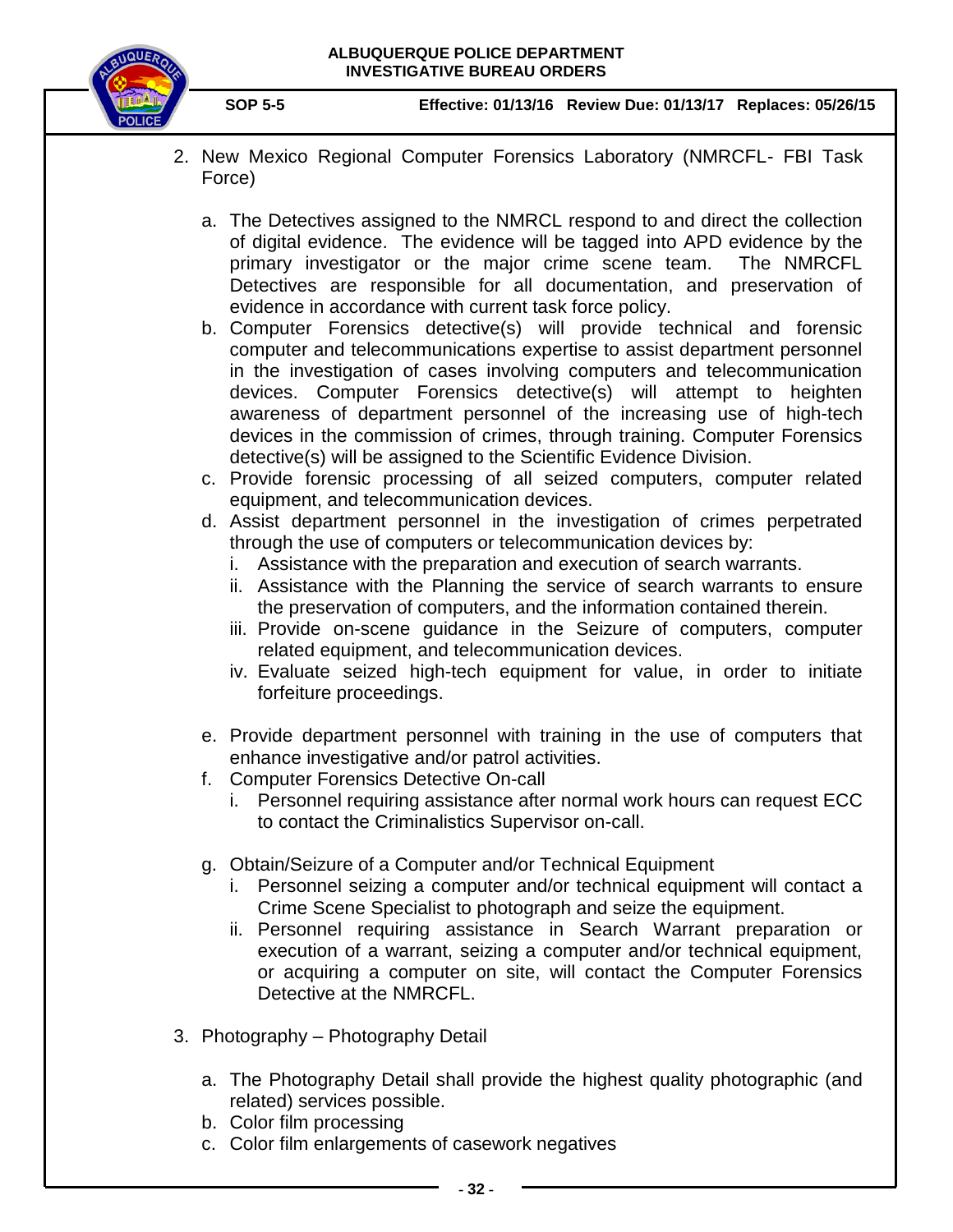2. New Mexico Regional Computer Forensics Laboratory (NMRCFL- FBI Task Force)

   a. The Detectives assigned to the NMRCL respond to and direct the collection of digital evidence. The evidence will be tagged into APD evidence by the primary investigator or the major crime scene team. The NMRCFL Detectives are responsible for all documentation, and preservation of evidence in accordance with current task force policy.
   b. Computer Forensics detective(s) will provide technical and forensic computer and telecommunications expertise to assist department personnel in the investigation of cases involving computers and telecommunication devices. Computer Forensics detective(s) will attempt to heighten awareness of department personnel of the increasing use of high-tech devices in the commission of crimes, through training. Computer Forensics detective(s) will be assigned to the Scientific Evidence Division.
   c. Provide forensic processing of all seized computers, computer related equipment, and telecommunication devices.
   d. Assist department personnel in the investigation of crimes perpetrated through the use of computers or telecommunication devices by:
      i. Assistance with the preparation and execution of search warrants.
      ii. Assistance with the Planning the service of search warrants to ensure the preservation of computers, and the information contained therein.
      iii. Provide on-scene guidance in the Seizure of computers, computer related equipment, and telecommunication devices.
      iv. Evaluate seized high-tech equipment for value, in order to initiate forfeiture proceedings.

   e. Provide department personnel with training in the use of computers that enhance investigative and/or patrol activities.
   f. Computer Forensics Detective On-call
      i. Personnel requiring assistance after normal work hours can request ECC to contact the Criminalistics Supervisor on-call.

   g. Obtain/Seizure of a Computer and/or Technical Equipment
      i. Personnel seizing a computer and/or technical equipment will contact a Crime Scene Specialist to photograph and seize the equipment.
      ii. Personnel requiring assistance in Search Warrant preparation or execution of a warrant, seizing a computer and/or technical equipment, or acquiring a computer on site, will contact the Computer Forensics Detective at the NMRCFL.

3. Photography – Photography Detail

   a. The Photography Detail shall provide the highest quality photographic (and related) services possible.
   b. Color film processing
   c. Color film enlargements of casework negatives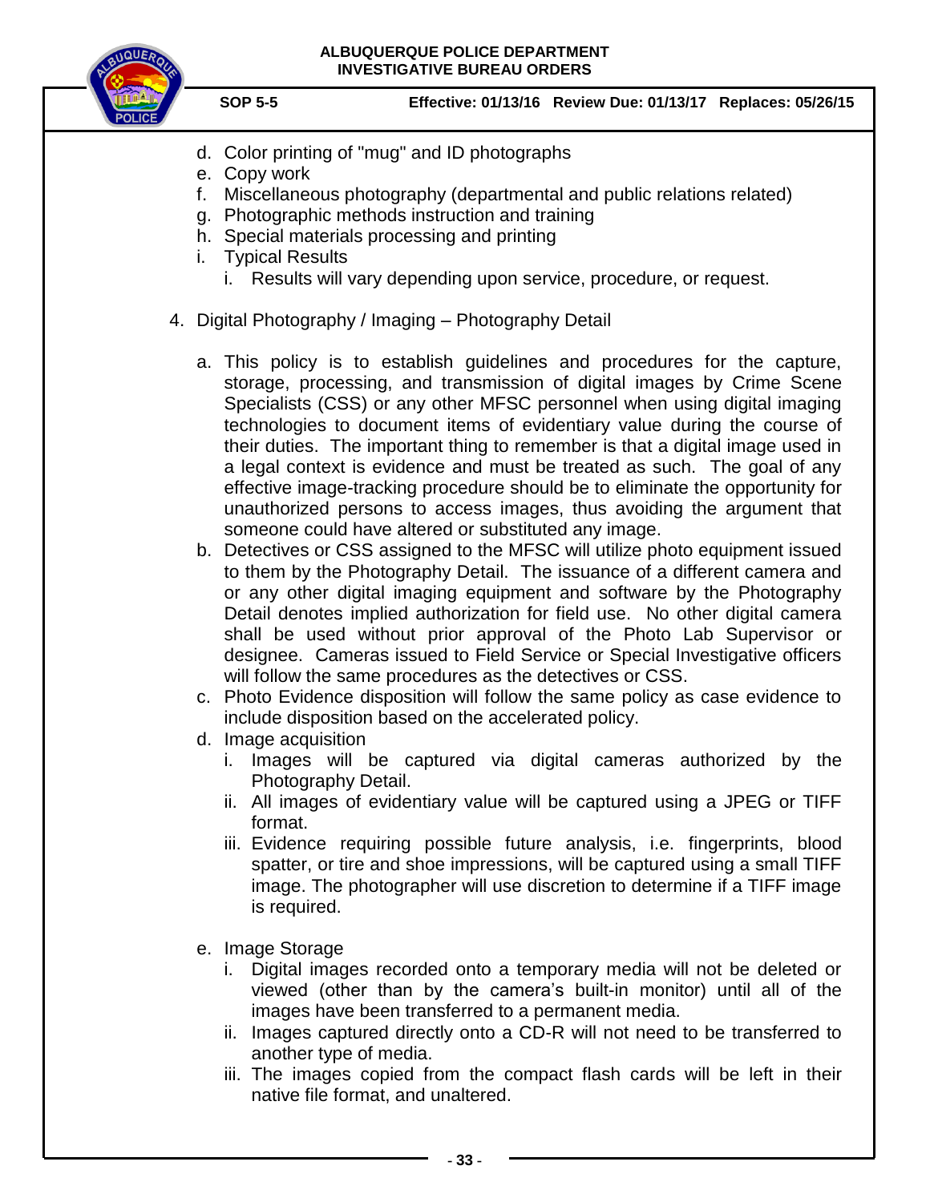d. Color printing of "mug" and ID photographs
e. Copy work
f. Miscellaneous photography (departmental and public relations related)
g. Photographic methods instruction and training
h. Special materials processing and printing
i. Typical Results
   i. Results will vary depending upon service, procedure, or request.

4. Digital Photography / Imaging – Photography Detail

   a. This policy is to establish guidelines and procedures for the capture, storage, processing, and transmission of digital images by Crime Scene Specialists (CSS) or any other MFSC personnel when using digital imaging technologies to document items of evidentiary value during the course of their duties. The important thing to remember is that a digital image used in a legal context is evidence and must be treated as such. The goal of any effective image-tracking procedure should be to eliminate the opportunity for unauthorized persons to access images, thus avoiding the argument that someone could have altered or substituted any image.
   b. Detectives or CSS assigned to the MFSC will utilize photo equipment issued to them by the Photography Detail. The issuance of a different camera and or any other digital imaging equipment and software by the Photography Detail denotes implied authorization for field use. No other digital camera shall be used without prior approval of the Photo Lab Supervisor or designee. Cameras issued to Field Service or Special Investigative officers will follow the same procedures as the detectives or CSS.
   c. Photo Evidence disposition will follow the same policy as case evidence to include disposition based on the accelerated policy.
   d. Image acquisition
      i. Images will be captured via digital cameras authorized by the Photography Detail.
      ii. All images of evidentiary value will be captured using a JPEG or TIFF format.
      iii. Evidence requiring possible future analysis, i.e. fingerprints, blood spatter, or tire and shoe impressions, will be captured using a small TIFF image. The photographer will use discretion to determine if a TIFF image is required.

   e. Image Storage
      i. Digital images recorded onto a temporary media will not be deleted or viewed (other than by the camera's built-in monitor) until all of the images have been transferred to a permanent media.
      ii. Images captured directly onto a CD-R will not need to be transferred to another type of media.
      iii. The images copied from the compact flash cards will be left in their native file format, and unaltered.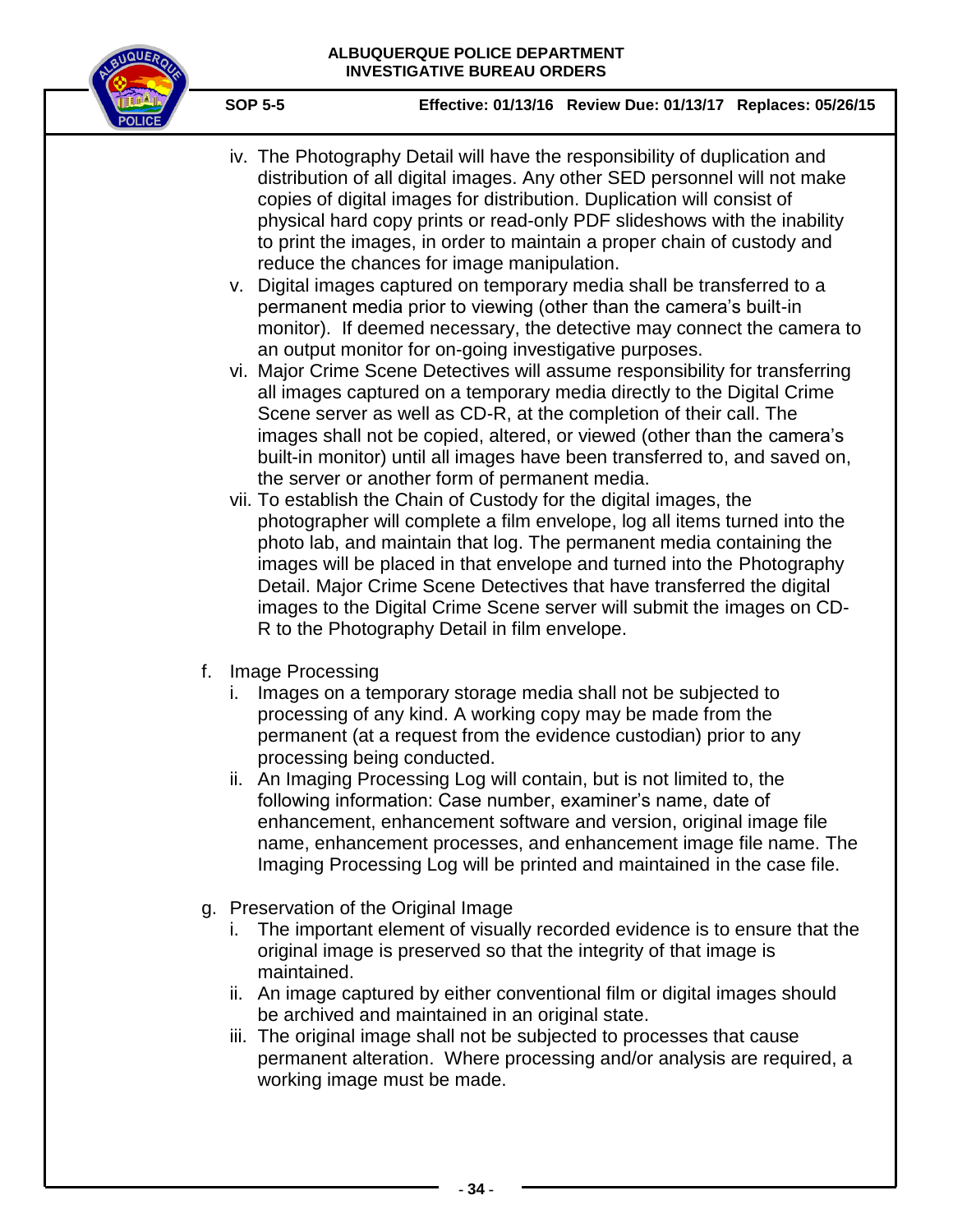iv. The Photography Detail will have the responsibility of duplication and distribution of all digital images. Any other SED personnel will not make copies of digital images for distribution. Duplication will consist of physical hard copy prints or read-only PDF slideshows with the inability to print the images, in order to maintain a proper chain of custody and reduce the chances for image manipulation.

v. Digital images captured on temporary media shall be transferred to a permanent media prior to viewing (other than the camera's built-in monitor). If deemed necessary, the detective may connect the camera to an output monitor for on-going investigative purposes.

vi. Major Crime Scene Detectives will assume responsibility for transferring all images captured on a temporary media directly to the Digital Crime Scene server as well as CD-R, at the completion of their call. The images shall not be copied, altered, or viewed (other than the camera's built-in monitor) until all images have been transferred to, and saved on, the server or another form of permanent media.

vii. To establish the Chain of Custody for the digital images, the photographer will complete a film envelope, log all items turned into the photo lab, and maintain that log. The permanent media containing the images will be placed in that envelope and turned into the Photography Detail. Major Crime Scene Detectives that have transferred the digital images to the Digital Crime Scene server will submit the images on CD-R to the Photography Detail in film envelope.

f. Image Processing

   i. Images on a temporary storage media shall not be subjected to processing of any kind. A working copy may be made from the permanent (at a request from the evidence custodian) prior to any processing being conducted.

   ii. An Imaging Processing Log will contain, but is not limited to, the following information: Case number, examiner's name, date of enhancement, enhancement software and version, original image file name, enhancement processes, and enhancement image file name. The Imaging Processing Log will be printed and maintained in the case file.

g. Preservation of the Original Image

   i. The important element of visually recorded evidence is to ensure that the original image is preserved so that the integrity of that image is maintained.

   ii. An image captured by either conventional film or digital images should be archived and maintained in an original state.

   iii. The original image shall not be subjected to processes that cause permanent alteration. Where processing and/or analysis are required, a working image must be made.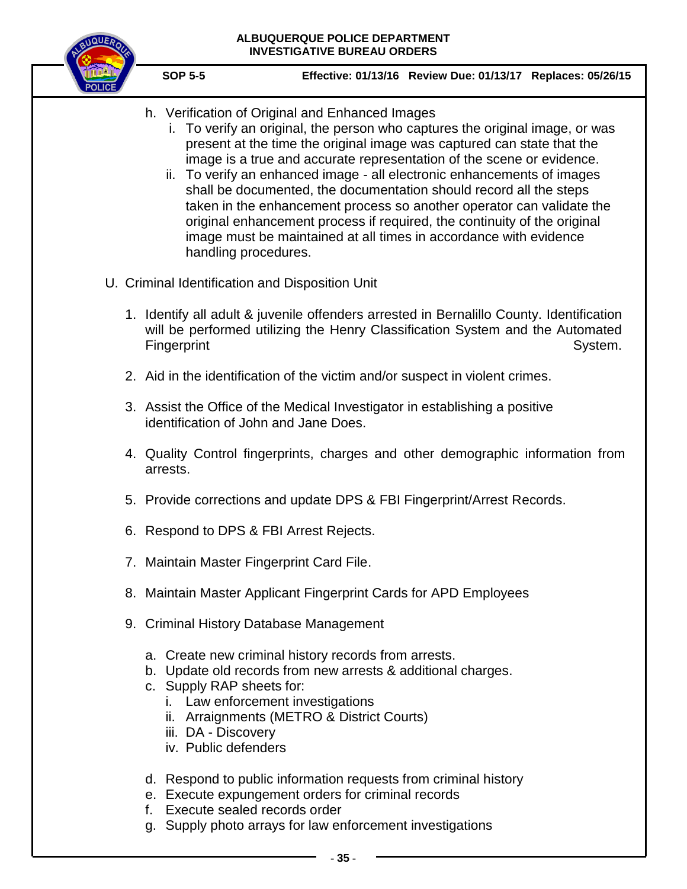h. Verification of Original and Enhanced Images
   i. To verify an original, the person who captures the original image, or was present at the time the original image was captured can state that the image is a true and accurate representation of the scene or evidence.
   ii. To verify an enhanced image - all electronic enhancements of images shall be documented, the documentation should record all the steps taken in the enhancement process so another operator can validate the original enhancement process if required, the continuity of the original image must be maintained at all times in accordance with evidence handling procedures.

U. Criminal Identification and Disposition Unit

1. Identify all adult & juvenile offenders arrested in Bernalillo County. Identification will be performed utilizing the Henry Classification System and the Automated Fingerprint System.

2. Aid in the identification of the victim and/or suspect in violent crimes.

3. Assist the Office of the Medical Investigator in establishing a positive identification of John and Jane Does.

4. Quality Control fingerprints, charges and other demographic information from arrests.

5. Provide corrections and update DPS & FBI Fingerprint/Arrest Records.

6. Respond to DPS & FBI Arrest Rejects.

7. Maintain Master Fingerprint Card File.

8. Maintain Master Applicant Fingerprint Cards for APD Employees

9. Criminal History Database Management

   a. Create new criminal history records from arrests.
   b. Update old records from new arrests & additional charges.
   c. Supply RAP sheets for:
      i. Law enforcement investigations
      ii. Arraignments (METRO & District Courts)
      iii. DA - Discovery
      iv. Public defenders

   d. Respond to public information requests from criminal history
   e. Execute expungement orders for criminal records
   f. Execute sealed records order
   g. Supply photo arrays for law enforcement investigations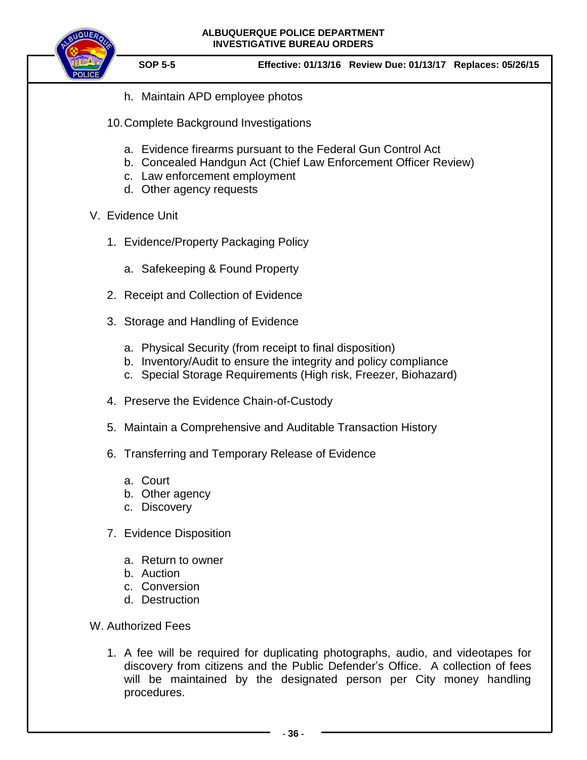h. Maintain APD employee photos

10. Complete Background Investigations

   a. Evidence firearms pursuant to the Federal Gun Control Act
   b. Concealed Handgun Act (Chief Law Enforcement Officer Review)
   c. Law enforcement employment
   d. Other agency requests

V. Evidence Unit

1. Evidence/Property Packaging Policy

   a. Safekeeping & Found Property

2. Receipt and Collection of Evidence

3. Storage and Handling of Evidence

   a. Physical Security (from receipt to final disposition)
   b. Inventory/Audit to ensure the integrity and policy compliance
   c. Special Storage Requirements (High risk, Freezer, Biohazard)

4. Preserve the Evidence Chain-of-Custody

5. Maintain a Comprehensive and Auditable Transaction History

6. Transferring and Temporary Release of Evidence

   a. Court
   b. Other agency
   c. Discovery

7. Evidence Disposition

   a. Return to owner
   b. Auction
   c. Conversion
   d. Destruction

W. Authorized Fees

1. A fee will be required for duplicating photographs, audio, and videotapes for discovery from citizens and the Public Defender's Office. A collection of fees will be maintained by the designated person per City money handling procedures.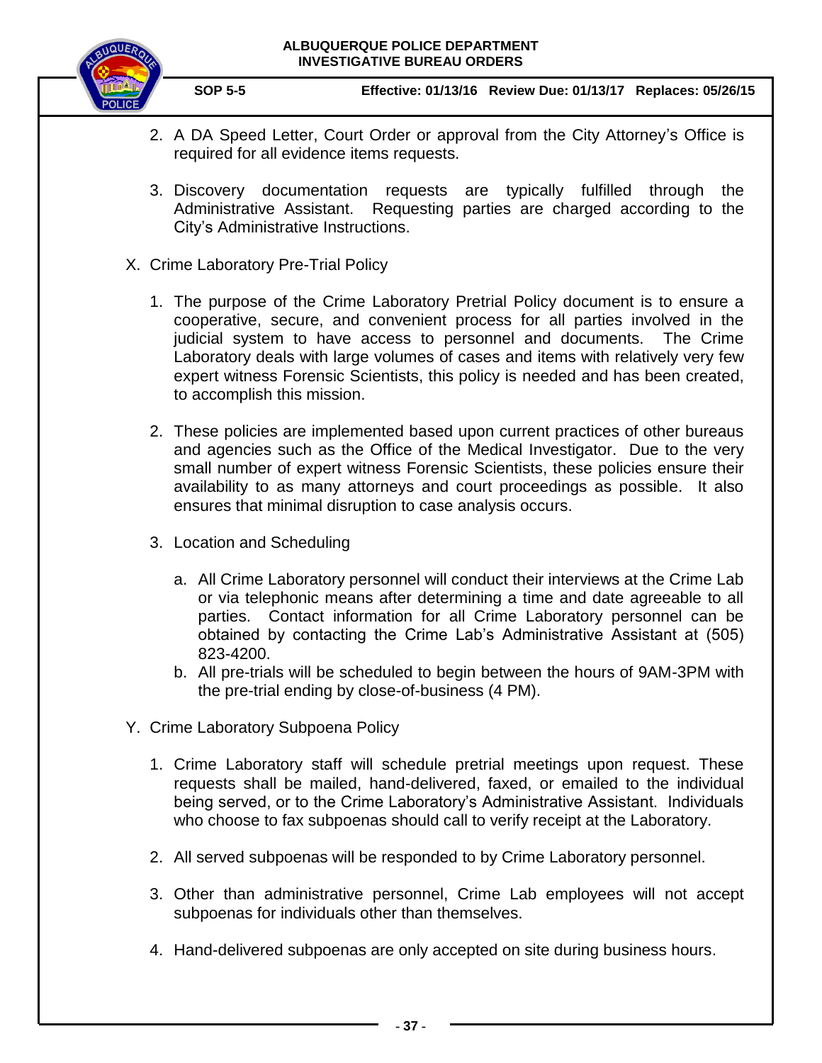2. A DA Speed Letter, Court Order or approval from the City Attorney's Office is required for all evidence items requests.

3. Discovery documentation requests are typically fulfilled through the Administrative Assistant. Requesting parties are charged according to the City's Administrative Instructions.

X. Crime Laboratory Pre-Trial Policy

1. The purpose of the Crime Laboratory Pretrial Policy document is to ensure a cooperative, secure, and convenient process for all parties involved in the judicial system to have access to personnel and documents. The Crime Laboratory deals with large volumes of cases and items with relatively very few expert witness Forensic Scientists, this policy is needed and has been created, to accomplish this mission.

2. These policies are implemented based upon current practices of other bureaus and agencies such as the Office of the Medical Investigator. Due to the very small number of expert witness Forensic Scientists, these policies ensure their availability to as many attorneys and court proceedings as possible. It also ensures that minimal disruption to case analysis occurs.

3. Location and Scheduling

   a. All Crime Laboratory personnel will conduct their interviews at the Crime Lab or via telephonic means after determining a time and date agreeable to all parties. Contact information for all Crime Laboratory personnel can be obtained by contacting the Crime Lab's Administrative Assistant at (505) 823-4200.
   b. All pre-trials will be scheduled to begin between the hours of 9AM-3PM with the pre-trial ending by close-of-business (4 PM).

Y. Crime Laboratory Subpoena Policy

1. Crime Laboratory staff will schedule pretrial meetings upon request. These requests shall be mailed, hand-delivered, faxed, or emailed to the individual being served, or to the Crime Laboratory's Administrative Assistant. Individuals who choose to fax subpoenas should call to verify receipt at the Laboratory.

2. All served subpoenas will be responded to by Crime Laboratory personnel.

3. Other than administrative personnel, Crime Lab employees will not accept subpoenas for individuals other than themselves.

4. Hand-delivered subpoenas are only accepted on site during business hours.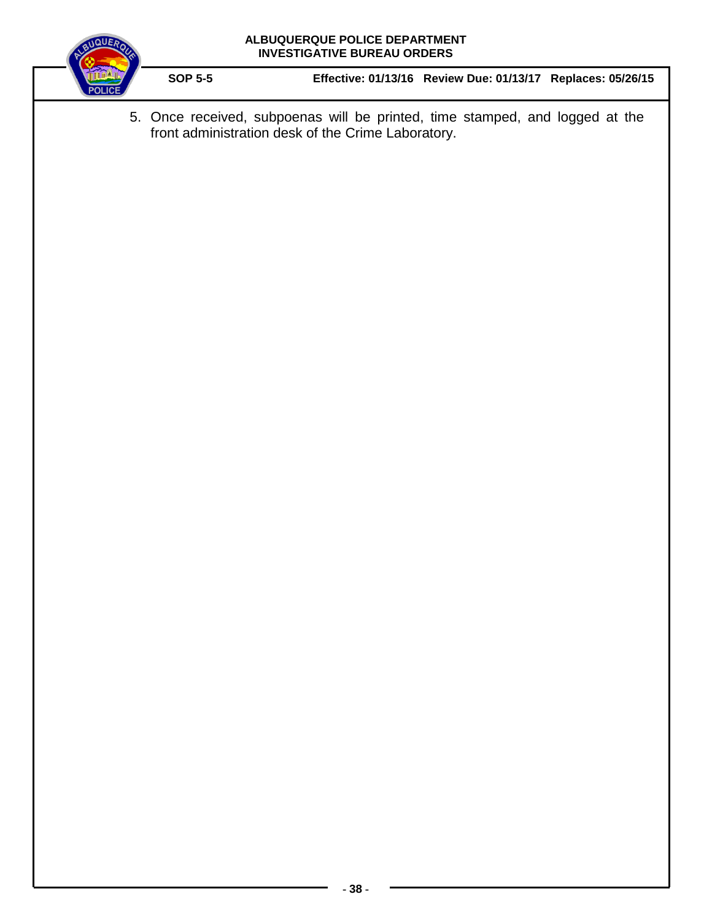5. Once received, subpoenas will be printed, time stamped, and logged at the front administration desk of the Crime Laboratory.